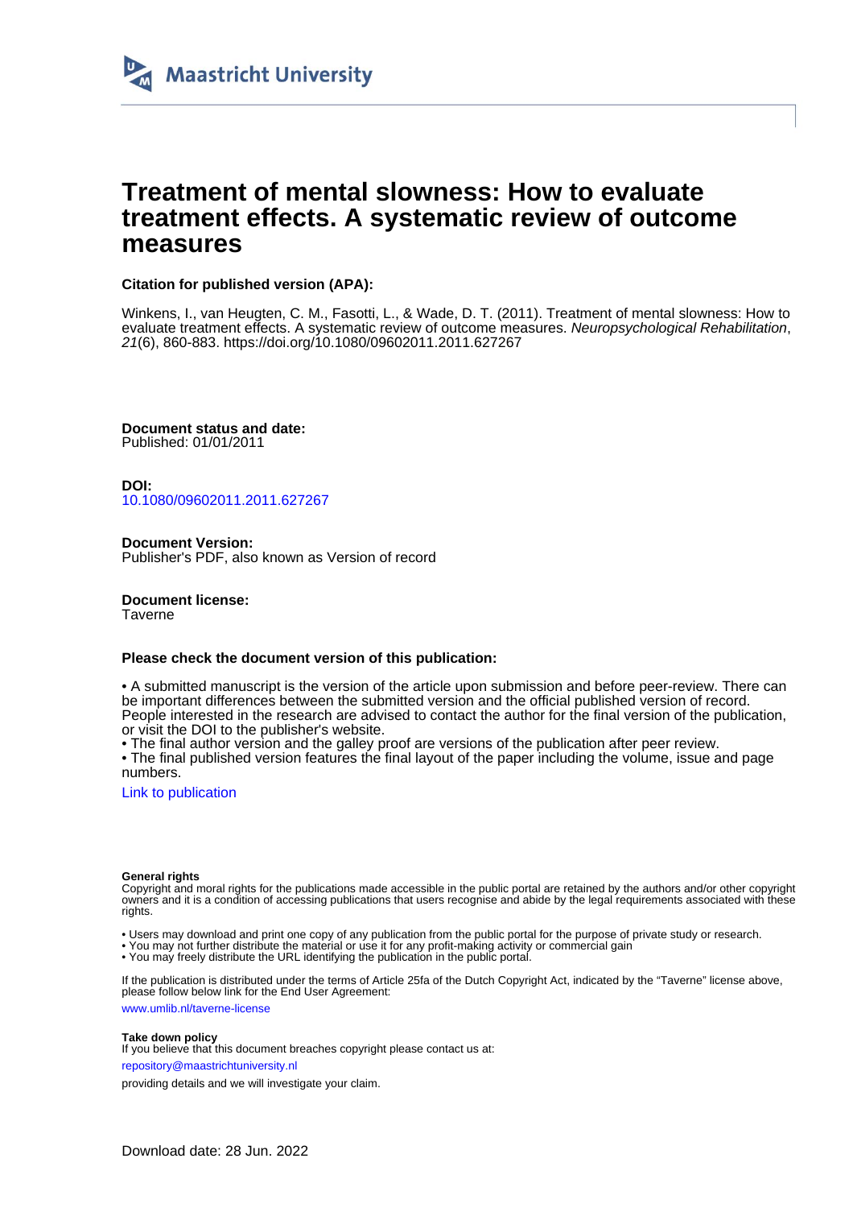Maastricht University

# Treatment of mental slowness: How to evaluate treatment effects. A systematic review of outcome measures

**Citation for published version (APA):**

Winkens, I., van Heugten, C. M., Fasotti, L., & Wade, D. T. (2011). Treatment of mental slowness: How to evaluate treatment effects. A systematic review of outcome measures. *Neuropsychological Rehabilitation*, *21*(6), 860-883. https://doi.org/10.1080/09602011.2011.627267

**Document status and date:**
Published: 01/01/2011

**DOI:**
10.1080/09602011.2011.627267

**Document Version:**
Publisher's PDF, also known as Version of record

**Document license:**
Taverne

**Please check the document version of this publication:**

• A submitted manuscript is the version of the article upon submission and before peer-review. There can be important differences between the submitted version and the official published version of record. People interested in the research are advised to contact the author for the final version of the publication, or visit the DOI to the publisher's website.
• The final author version and the galley proof are versions of the publication after peer review.
• The final published version features the final layout of the paper including the volume, issue and page numbers.

Link to publication

**General rights**
Copyright and moral rights for the publications made accessible in the public portal are retained by the authors and/or other copyright owners and it is a condition of accessing publications that users recognise and abide by the legal requirements associated with these rights.

• Users may download and print one copy of any publication from the public portal for the purpose of private study or research.
• You may not further distribute the material or use it for any profit-making activity or commercial gain
• You may freely distribute the URL identifying the publication in the public portal.

If the publication is distributed under the terms of Article 25fa of the Dutch Copyright Act, indicated by the "Taverne" license above, please follow below link for the End User Agreement:

www.umlib.nl/taverne-license

**Take down policy**
If you believe that this document breaches copyright please contact us at:

repository@maastrichtuniversity.nl

providing details and we will investigate your claim.

Download date: 28 Jun. 2022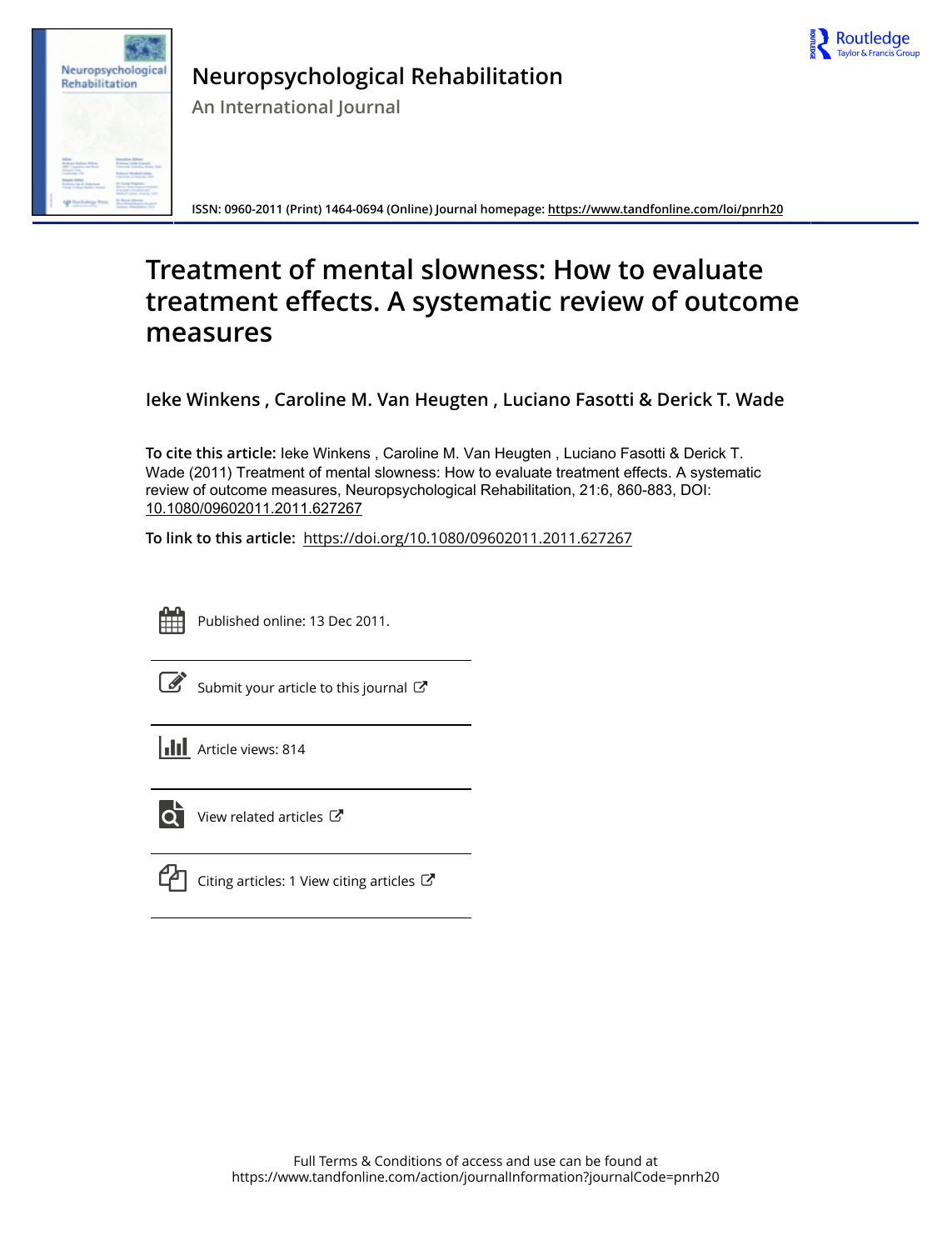# Neuropsychological Rehabilitation

An International Journal

ISSN: 0960-2011 (Print) 1464-0694 (Online) Journal homepage: https://www.tandfonline.com/loi/pnrh20

# Treatment of mental slowness: How to evaluate treatment effects. A systematic review of outcome measures

**Ieke Winkens , Caroline M. Van Heugten , Luciano Fasotti & Derick T. Wade**

**To cite this article:** Ieke Winkens , Caroline M. Van Heugten , Luciano Fasotti & Derick T. Wade (2011) Treatment of mental slowness: How to evaluate treatment effects. A systematic review of outcome measures, Neuropsychological Rehabilitation, 21:6, 860-883, DOI: 10.1080/09602011.2011.627267

**To link to this article:** https://doi.org/10.1080/09602011.2011.627267

Published online: 13 Dec 2011.

Submit your article to this journal

Article views: 814

View related articles

Citing articles: 1 View citing articles

Full Terms & Conditions of access and use can be found at https://www.tandfonline.com/action/journalInformation?journalCode=pnrh20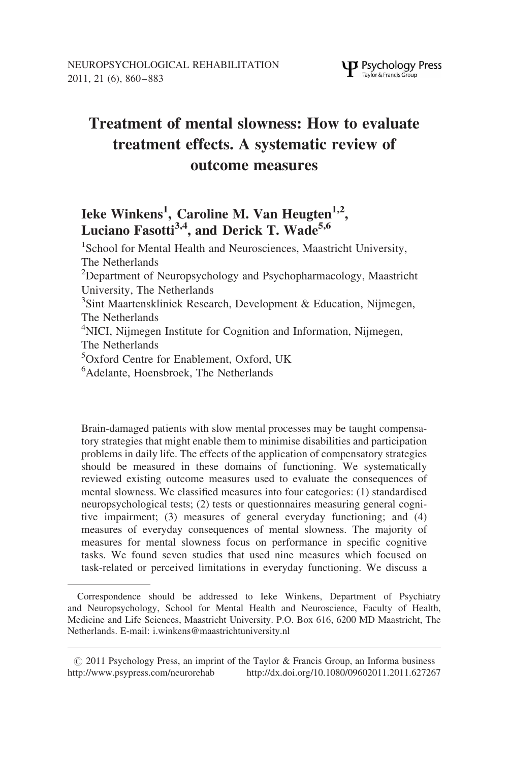# Treatment of mental slowness: How to evaluate treatment effects. A systematic review of outcome measures

**Ieke Winkens[1], Caroline M. Van Heugten[1,2], Luciano Fasotti[3,4], and Derick T. Wade[5,6]**

[1]School for Mental Health and Neurosciences, Maastricht University, The Netherlands
[2]Department of Neuropsychology and Psychopharmacology, Maastricht University, The Netherlands
[3]Sint Maartenskliniek Research, Development & Education, Nijmegen, The Netherlands
[4]NICI, Nijmegen Institute for Cognition and Information, Nijmegen, The Netherlands
[5]Oxford Centre for Enablement, Oxford, UK
[6]Adelante, Hoensbroek, The Netherlands

Brain-damaged patients with slow mental processes may be taught compensatory strategies that might enable them to minimise disabilities and participation problems in daily life. The effects of the application of compensatory strategies should be measured in these domains of functioning. We systematically reviewed existing outcome measures used to evaluate the consequences of mental slowness. We classified measures into four categories: (1) standardised neuropsychological tests; (2) tests or questionnaires measuring general cognitive impairment; (3) measures of general everyday functioning; and (4) measures of everyday consequences of mental slowness. The majority of measures for mental slowness focus on performance in specific cognitive tasks. We found seven studies that used nine measures which focused on task-related or perceived limitations in everyday functioning. We discuss a

Correspondence should be addressed to Ieke Winkens, Department of Psychiatry and Neuropsychology, School for Mental Health and Neuroscience, Faculty of Health, Medicine and Life Sciences, Maastricht University. P.O. Box 616, 6200 MD Maastricht, The Netherlands. E-mail: i.winkens@maastrichtuniversity.nl

© 2011 Psychology Press, an imprint of the Taylor & Francis Group, an Informa business
http://www.psypress.com/neurorehab http://dx.doi.org/10.1080/09602011.2011.627267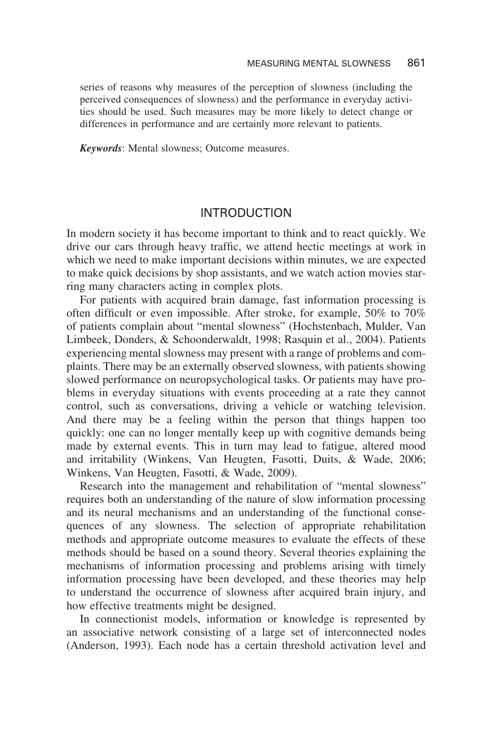series of reasons why measures of the perception of slowness (including the perceived consequences of slowness) and the performance in everyday activities should be used. Such measures may be more likely to detect change or differences in performance and are certainly more relevant to patients.

***Keywords***: Mental slowness; Outcome measures.

## INTRODUCTION

In modern society it has become important to think and to react quickly. We drive our cars through heavy traffic, we attend hectic meetings at work in which we need to make important decisions within minutes, we are expected to make quick decisions by shop assistants, and we watch action movies starring many characters acting in complex plots.

For patients with acquired brain damage, fast information processing is often difficult or even impossible. After stroke, for example, 50% to 70% of patients complain about "mental slowness" (Hochstenbach, Mulder, Van Limbeek, Donders, & Schoonderwaldt, 1998; Rasquin et al., 2004). Patients experiencing mental slowness may present with a range of problems and complaints. There may be an externally observed slowness, with patients showing slowed performance on neuropsychological tasks. Or patients may have problems in everyday situations with events proceeding at a rate they cannot control, such as conversations, driving a vehicle or watching television. And there may be a feeling within the person that things happen too quickly: one can no longer mentally keep up with cognitive demands being made by external events. This in turn may lead to fatigue, altered mood and irritability (Winkens, Van Heugten, Fasotti, Duits, & Wade, 2006; Winkens, Van Heugten, Fasotti, & Wade, 2009).

Research into the management and rehabilitation of "mental slowness" requires both an understanding of the nature of slow information processing and its neural mechanisms and an understanding of the functional consequences of any slowness. The selection of appropriate rehabilitation methods and appropriate outcome measures to evaluate the effects of these methods should be based on a sound theory. Several theories explaining the mechanisms of information processing and problems arising with timely information processing have been developed, and these theories may help to understand the occurrence of slowness after acquired brain injury, and how effective treatments might be designed.

In connectionist models, information or knowledge is represented by an associative network consisting of a large set of interconnected nodes (Anderson, 1993). Each node has a certain threshold activation level and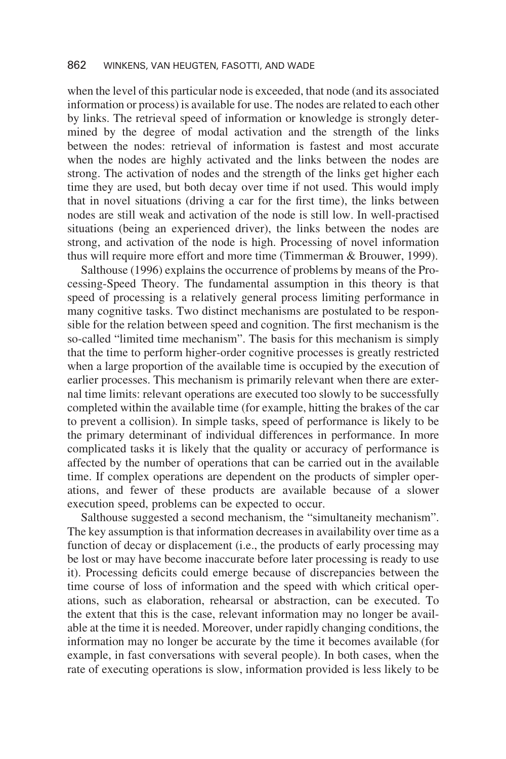when the level of this particular node is exceeded, that node (and its associated information or process) is available for use. The nodes are related to each other by links. The retrieval speed of information or knowledge is strongly determined by the degree of modal activation and the strength of the links between the nodes: retrieval of information is fastest and most accurate when the nodes are highly activated and the links between the nodes are strong. The activation of nodes and the strength of the links get higher each time they are used, but both decay over time if not used. This would imply that in novel situations (driving a car for the first time), the links between nodes are still weak and activation of the node is still low. In well-practised situations (being an experienced driver), the links between the nodes are strong, and activation of the node is high. Processing of novel information thus will require more effort and more time (Timmerman & Brouwer, 1999).

Salthouse (1996) explains the occurrence of problems by means of the Processing-Speed Theory. The fundamental assumption in this theory is that speed of processing is a relatively general process limiting performance in many cognitive tasks. Two distinct mechanisms are postulated to be responsible for the relation between speed and cognition. The first mechanism is the so-called "limited time mechanism". The basis for this mechanism is simply that the time to perform higher-order cognitive processes is greatly restricted when a large proportion of the available time is occupied by the execution of earlier processes. This mechanism is primarily relevant when there are external time limits: relevant operations are executed too slowly to be successfully completed within the available time (for example, hitting the brakes of the car to prevent a collision). In simple tasks, speed of performance is likely to be the primary determinant of individual differences in performance. In more complicated tasks it is likely that the quality or accuracy of performance is affected by the number of operations that can be carried out in the available time. If complex operations are dependent on the products of simpler operations, and fewer of these products are available because of a slower execution speed, problems can be expected to occur.

Salthouse suggested a second mechanism, the "simultaneity mechanism". The key assumption is that information decreases in availability over time as a function of decay or displacement (i.e., the products of early processing may be lost or may have become inaccurate before later processing is ready to use it). Processing deficits could emerge because of discrepancies between the time course of loss of information and the speed with which critical operations, such as elaboration, rehearsal or abstraction, can be executed. To the extent that this is the case, relevant information may no longer be available at the time it is needed. Moreover, under rapidly changing conditions, the information may no longer be accurate by the time it becomes available (for example, in fast conversations with several people). In both cases, when the rate of executing operations is slow, information provided is less likely to be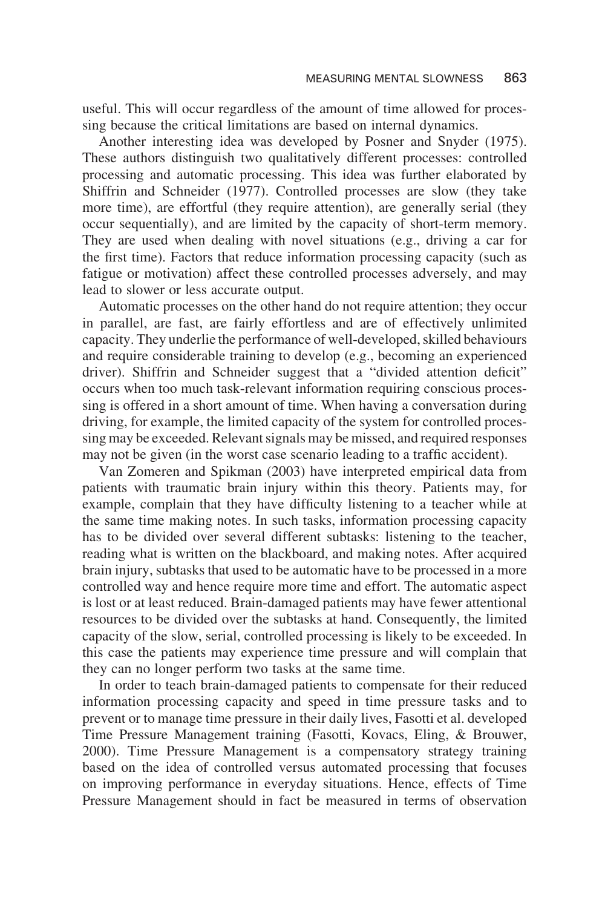useful. This will occur regardless of the amount of time allowed for processing because the critical limitations are based on internal dynamics.

Another interesting idea was developed by Posner and Snyder (1975). These authors distinguish two qualitatively different processes: controlled processing and automatic processing. This idea was further elaborated by Shiffrin and Schneider (1977). Controlled processes are slow (they take more time), are effortful (they require attention), are generally serial (they occur sequentially), and are limited by the capacity of short-term memory. They are used when dealing with novel situations (e.g., driving a car for the first time). Factors that reduce information processing capacity (such as fatigue or motivation) affect these controlled processes adversely, and may lead to slower or less accurate output.

Automatic processes on the other hand do not require attention; they occur in parallel, are fast, are fairly effortless and are of effectively unlimited capacity. They underlie the performance of well-developed, skilled behaviours and require considerable training to develop (e.g., becoming an experienced driver). Shiffrin and Schneider suggest that a "divided attention deficit" occurs when too much task-relevant information requiring conscious processing is offered in a short amount of time. When having a conversation during driving, for example, the limited capacity of the system for controlled processing may be exceeded. Relevant signals may be missed, and required responses may not be given (in the worst case scenario leading to a traffic accident).

Van Zomeren and Spikman (2003) have interpreted empirical data from patients with traumatic brain injury within this theory. Patients may, for example, complain that they have difficulty listening to a teacher while at the same time making notes. In such tasks, information processing capacity has to be divided over several different subtasks: listening to the teacher, reading what is written on the blackboard, and making notes. After acquired brain injury, subtasks that used to be automatic have to be processed in a more controlled way and hence require more time and effort. The automatic aspect is lost or at least reduced. Brain-damaged patients may have fewer attentional resources to be divided over the subtasks at hand. Consequently, the limited capacity of the slow, serial, controlled processing is likely to be exceeded. In this case the patients may experience time pressure and will complain that they can no longer perform two tasks at the same time.

In order to teach brain-damaged patients to compensate for their reduced information processing capacity and speed in time pressure tasks and to prevent or to manage time pressure in their daily lives, Fasotti et al. developed Time Pressure Management training (Fasotti, Kovacs, Eling, & Brouwer, 2000). Time Pressure Management is a compensatory strategy training based on the idea of controlled versus automated processing that focuses on improving performance in everyday situations. Hence, effects of Time Pressure Management should in fact be measured in terms of observation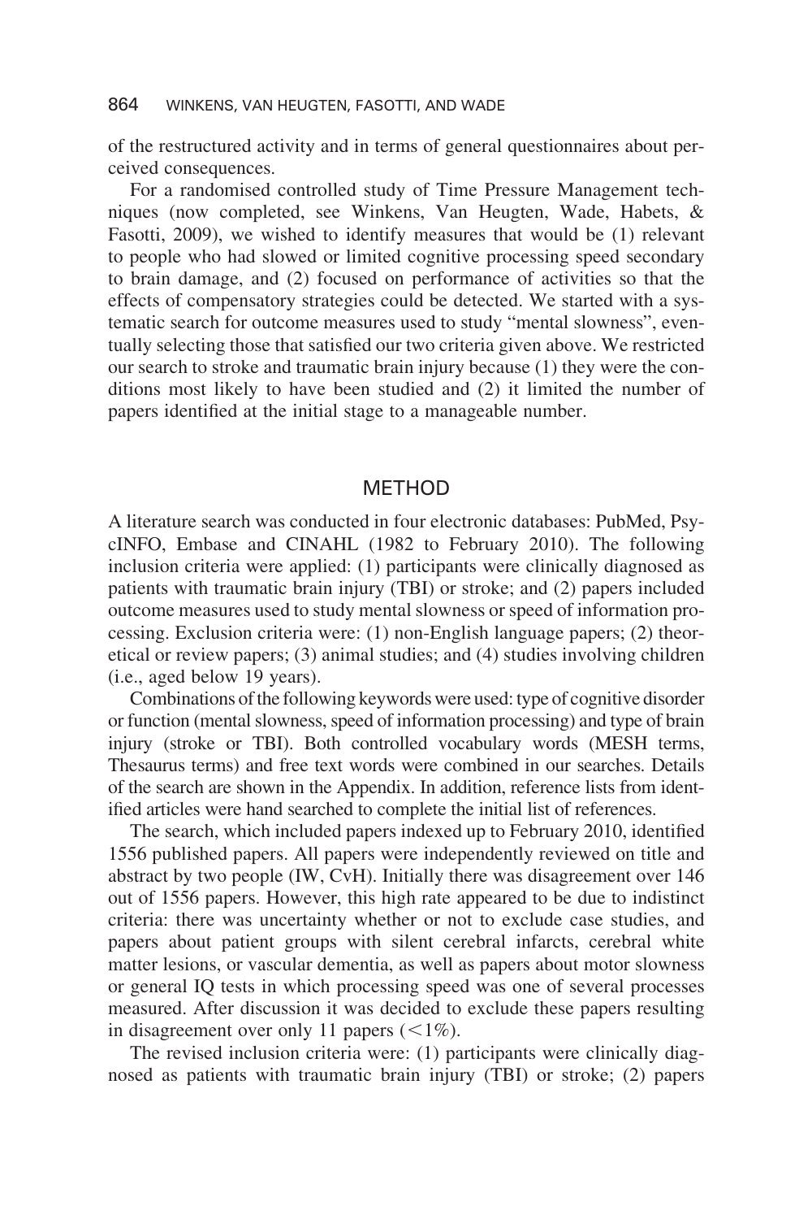of the restructured activity and in terms of general questionnaires about perceived consequences.

For a randomised controlled study of Time Pressure Management techniques (now completed, see Winkens, Van Heugten, Wade, Habets, & Fasotti, 2009), we wished to identify measures that would be (1) relevant to people who had slowed or limited cognitive processing speed secondary to brain damage, and (2) focused on performance of activities so that the effects of compensatory strategies could be detected. We started with a systematic search for outcome measures used to study "mental slowness", eventually selecting those that satisfied our two criteria given above. We restricted our search to stroke and traumatic brain injury because (1) they were the conditions most likely to have been studied and (2) it limited the number of papers identified at the initial stage to a manageable number.

## METHOD

A literature search was conducted in four electronic databases: PubMed, PsycINFO, Embase and CINAHL (1982 to February 2010). The following inclusion criteria were applied: (1) participants were clinically diagnosed as patients with traumatic brain injury (TBI) or stroke; and (2) papers included outcome measures used to study mental slowness or speed of information processing. Exclusion criteria were: (1) non-English language papers; (2) theoretical or review papers; (3) animal studies; and (4) studies involving children (i.e., aged below 19 years).

Combinations of the following keywords were used: type of cognitive disorder or function (mental slowness, speed of information processing) and type of brain injury (stroke or TBI). Both controlled vocabulary words (MESH terms, Thesaurus terms) and free text words were combined in our searches. Details of the search are shown in the Appendix. In addition, reference lists from identified articles were hand searched to complete the initial list of references.

The search, which included papers indexed up to February 2010, identified 1556 published papers. All papers were independently reviewed on title and abstract by two people (IW, CvH). Initially there was disagreement over 146 out of 1556 papers. However, this high rate appeared to be due to indistinct criteria: there was uncertainty whether or not to exclude case studies, and papers about patient groups with silent cerebral infarcts, cerebral white matter lesions, or vascular dementia, as well as papers about motor slowness or general IQ tests in which processing speed was one of several processes measured. After discussion it was decided to exclude these papers resulting in disagreement over only 11 papers ($<1\%$).

The revised inclusion criteria were: (1) participants were clinically diagnosed as patients with traumatic brain injury (TBI) or stroke; (2) papers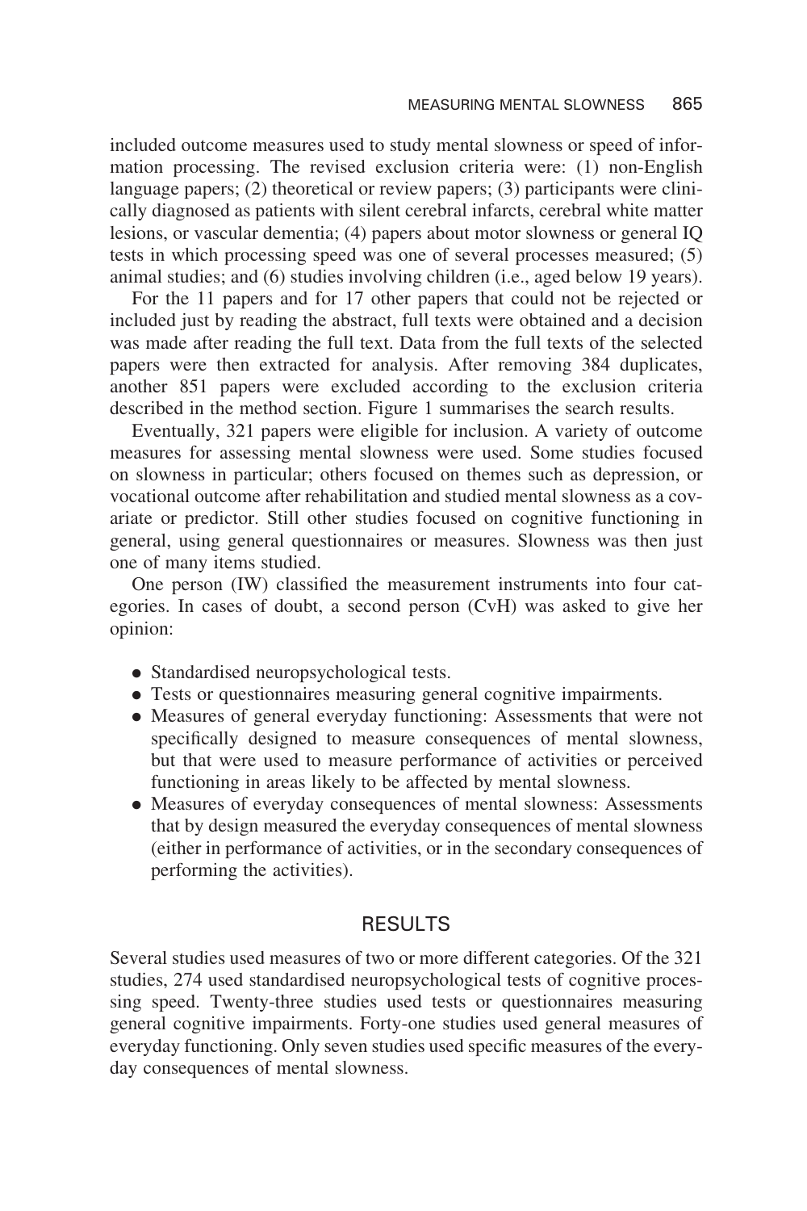included outcome measures used to study mental slowness or speed of information processing. The revised exclusion criteria were: (1) non-English language papers; (2) theoretical or review papers; (3) participants were clinically diagnosed as patients with silent cerebral infarcts, cerebral white matter lesions, or vascular dementia; (4) papers about motor slowness or general IQ tests in which processing speed was one of several processes measured; (5) animal studies; and (6) studies involving children (i.e., aged below 19 years).

For the 11 papers and for 17 other papers that could not be rejected or included just by reading the abstract, full texts were obtained and a decision was made after reading the full text. Data from the full texts of the selected papers were then extracted for analysis. After removing 384 duplicates, another 851 papers were excluded according to the exclusion criteria described in the method section. Figure 1 summarises the search results.

Eventually, 321 papers were eligible for inclusion. A variety of outcome measures for assessing mental slowness were used. Some studies focused on slowness in particular; others focused on themes such as depression, or vocational outcome after rehabilitation and studied mental slowness as a covariate or predictor. Still other studies focused on cognitive functioning in general, using general questionnaires or measures. Slowness was then just one of many items studied.

One person (IW) classified the measurement instruments into four categories. In cases of doubt, a second person (CvH) was asked to give her opinion:

- Standardised neuropsychological tests.
- Tests or questionnaires measuring general cognitive impairments.
- Measures of general everyday functioning: Assessments that were not specifically designed to measure consequences of mental slowness, but that were used to measure performance of activities or perceived functioning in areas likely to be affected by mental slowness.
- Measures of everyday consequences of mental slowness: Assessments that by design measured the everyday consequences of mental slowness (either in performance of activities, or in the secondary consequences of performing the activities).

## RESULTS

Several studies used measures of two or more different categories. Of the 321 studies, 274 used standardised neuropsychological tests of cognitive processing speed. Twenty-three studies used tests or questionnaires measuring general cognitive impairments. Forty-one studies used general measures of everyday functioning. Only seven studies used specific measures of the everyday consequences of mental slowness.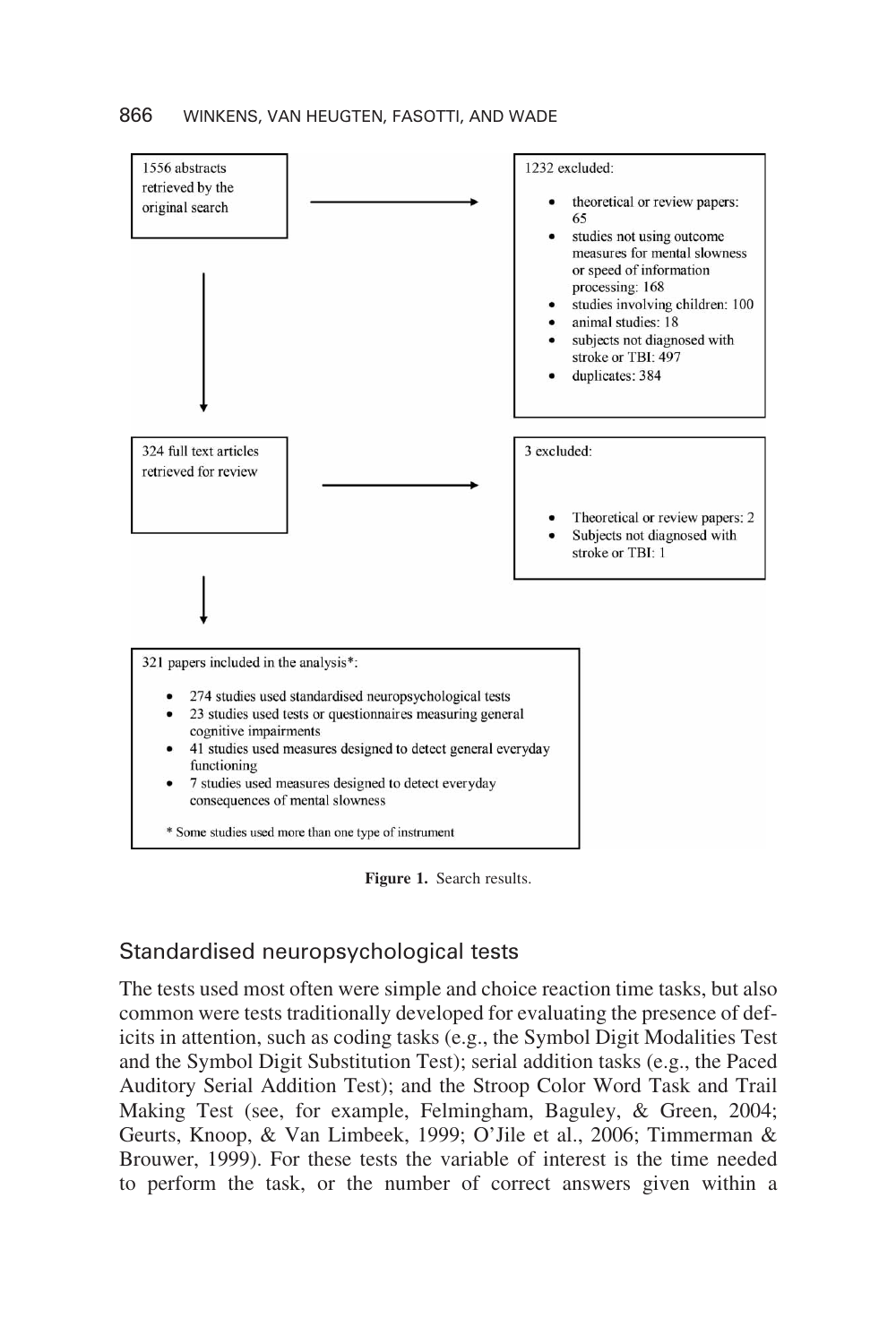1556 abstracts retrieved by the original search

1232 excluded:

- theoretical or review papers: 65
- studies not using outcome measures for mental slowness or speed of information processing: 168
- studies involving children: 100
- animal studies: 18
- subjects not diagnosed with stroke or TBI: 497
- duplicates: 384

324 full text articles retrieved for review

3 excluded:

- Theoretical or review papers: 2
- Subjects not diagnosed with stroke or TBI: 1

321 papers included in the analysis*:

- 274 studies used standardised neuropsychological tests
- 23 studies used tests or questionnaires measuring general cognitive impairments
- 41 studies used measures designed to detect general everyday functioning
- 7 studies used measures designed to detect everyday consequences of mental slowness

\* Some studies used more than one type of instrument

**Figure 1.** Search results.

## Standardised neuropsychological tests

The tests used most often were simple and choice reaction time tasks, but also common were tests traditionally developed for evaluating the presence of deficits in attention, such as coding tasks (e.g., the Symbol Digit Modalities Test and the Symbol Digit Substitution Test); serial addition tasks (e.g., the Paced Auditory Serial Addition Test); and the Stroop Color Word Task and Trail Making Test (see, for example, Felmingham, Baguley, & Green, 2004; Geurts, Knoop, & Van Limbeek, 1999; O'Jile et al., 2006; Timmerman & Brouwer, 1999). For these tests the variable of interest is the time needed to perform the task, or the number of correct answers given within a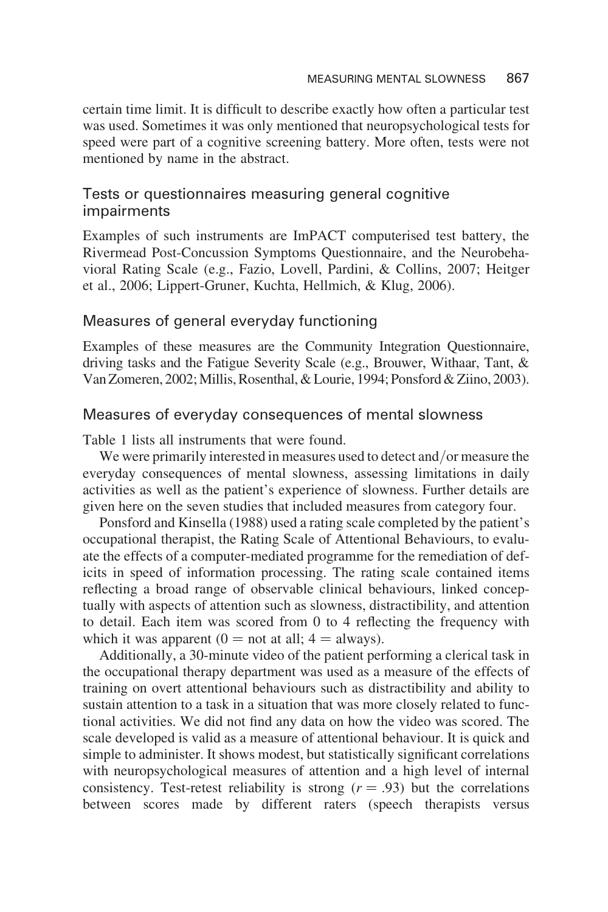certain time limit. It is difficult to describe exactly how often a particular test was used. Sometimes it was only mentioned that neuropsychological tests for speed were part of a cognitive screening battery. More often, tests were not mentioned by name in the abstract.

### Tests or questionnaires measuring general cognitive impairments

Examples of such instruments are ImPACT computerised test battery, the Rivermead Post-Concussion Symptoms Questionnaire, and the Neurobehavioral Rating Scale (e.g., Fazio, Lovell, Pardini, & Collins, 2007; Heitger et al., 2006; Lippert-Gruner, Kuchta, Hellmich, & Klug, 2006).

### Measures of general everyday functioning

Examples of these measures are the Community Integration Questionnaire, driving tasks and the Fatigue Severity Scale (e.g., Brouwer, Withaar, Tant, & Van Zomeren, 2002; Millis, Rosenthal, & Lourie, 1994; Ponsford & Ziino, 2003).

### Measures of everyday consequences of mental slowness

Table 1 lists all instruments that were found.

We were primarily interested in measures used to detect and/or measure the everyday consequences of mental slowness, assessing limitations in daily activities as well as the patient's experience of slowness. Further details are given here on the seven studies that included measures from category four.

Ponsford and Kinsella (1988) used a rating scale completed by the patient's occupational therapist, the Rating Scale of Attentional Behaviours, to evaluate the effects of a computer-mediated programme for the remediation of deficits in speed of information processing. The rating scale contained items reflecting a broad range of observable clinical behaviours, linked conceptually with aspects of attention such as slowness, distractibility, and attention to detail. Each item was scored from 0 to 4 reflecting the frequency with which it was apparent ($0 =$ not at all; $4 =$ always).

Additionally, a 30-minute video of the patient performing a clerical task in the occupational therapy department was used as a measure of the effects of training on overt attentional behaviours such as distractibility and ability to sustain attention to a task in a situation that was more closely related to functional activities. We did not find any data on how the video was scored. The scale developed is valid as a measure of attentional behaviour. It is quick and simple to administer. It shows modest, but statistically significant correlations with neuropsychological measures of attention and a high level of internal consistency. Test-retest reliability is strong ($r = .93$) but the correlations between scores made by different raters (speech therapists versus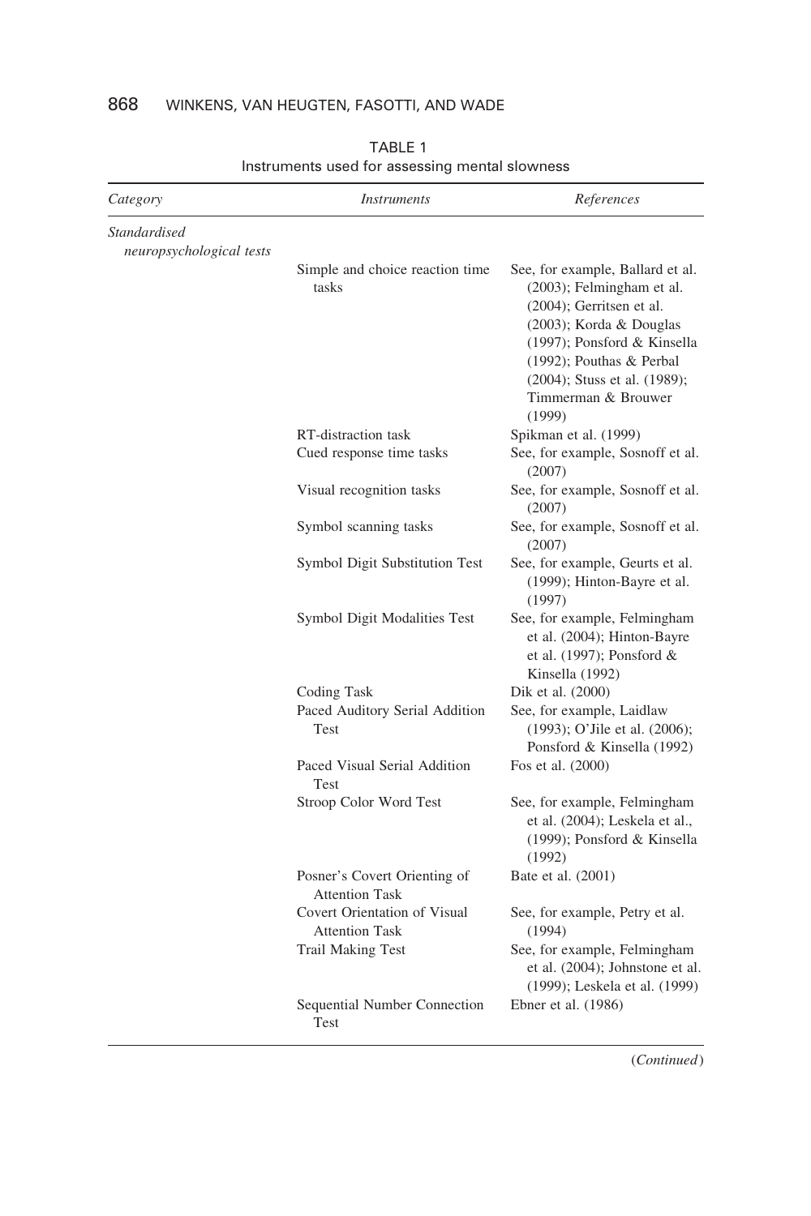TABLE 1
Instruments used for assessing mental slowness

| Category | Instruments | References |
|---|---|---|
| *Standardised neuropsychological tests* | | |
| | Simple and choice reaction time tasks | See, for example, Ballard et al. (2003); Felmingham et al. (2004); Gerritsen et al. (2003); Korda & Douglas (1997); Ponsford & Kinsella (1992); Pouthas & Perbal (2004); Stuss et al. (1989); Timmerman & Brouwer (1999) |
| | RT-distraction task | Spikman et al. (1999) |
| | Cued response time tasks | See, for example, Sosnoff et al. (2007) |
| | Visual recognition tasks | See, for example, Sosnoff et al. (2007) |
| | Symbol scanning tasks | See, for example, Sosnoff et al. (2007) |
| | Symbol Digit Substitution Test | See, for example, Geurts et al. (1999); Hinton-Bayre et al. (1997) |
| | Symbol Digit Modalities Test | See, for example, Felmingham et al. (2004); Hinton-Bayre et al. (1997); Ponsford & Kinsella (1992) |
| | Coding Task | Dik et al. (2000) |
| | Paced Auditory Serial Addition Test | See, for example, Laidlaw (1993); O'Jile et al. (2006); Ponsford & Kinsella (1992) |
| | Paced Visual Serial Addition Test | Fos et al. (2000) |
| | Stroop Color Word Test | See, for example, Felmingham et al. (2004); Leskela et al., (1999); Ponsford & Kinsella (1992) |
| | Posner's Covert Orienting of Attention Task | Bate et al. (2001) |
| | Covert Orientation of Visual Attention Task | See, for example, Petry et al. (1994) |
| | Trail Making Test | See, for example, Felmingham et al. (2004); Johnstone et al. (1999); Leskela et al. (1999) |
| | Sequential Number Connection Test | Ebner et al. (1986) |

(*Continued*)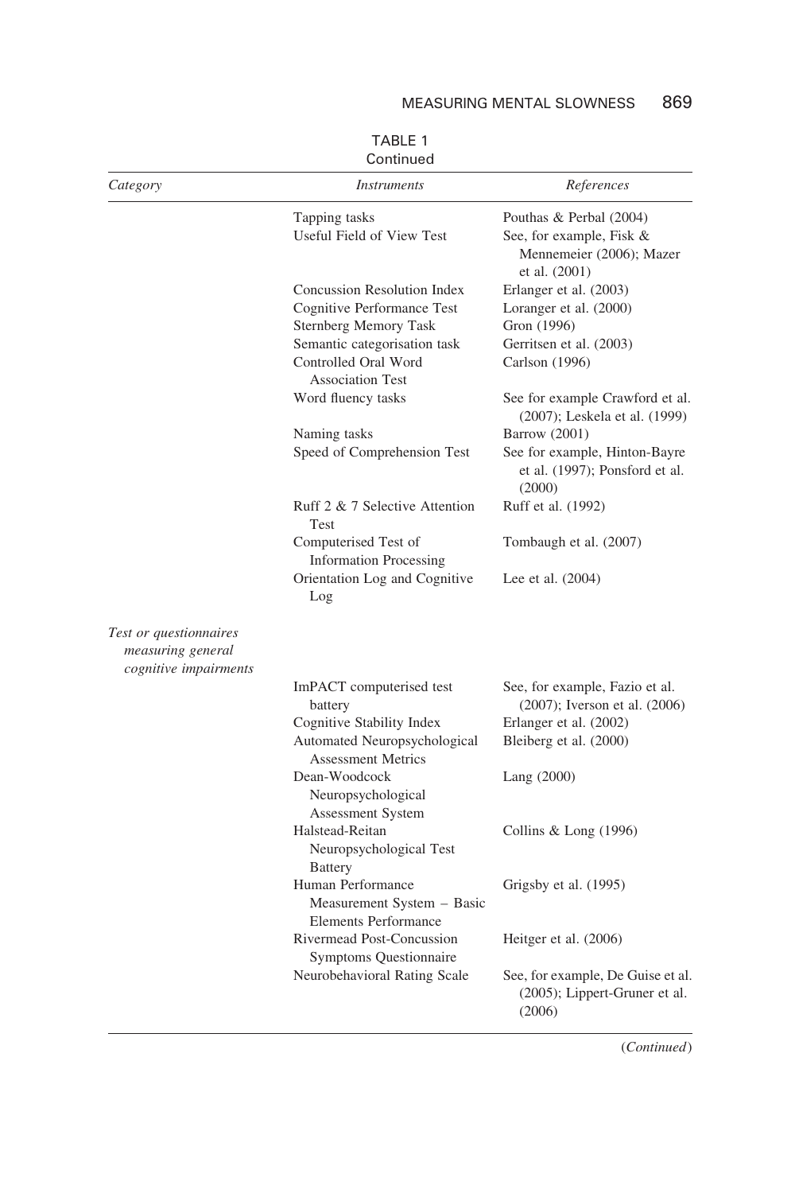TABLE 1
Continued

| *Category* | *Instruments* | *References* |
|---|---|---|
| | Tapping tasks | Pouthas & Perbal (2004) |
| | Useful Field of View Test | See, for example, Fisk & Mennemeier (2006); Mazer et al. (2001) |
| | Concussion Resolution Index | Erlanger et al. (2003) |
| | Cognitive Performance Test | Loranger et al. (2000) |
| | Sternberg Memory Task | Gron (1996) |
| | Semantic categorisation task | Gerritsen et al. (2003) |
| | Controlled Oral Word Association Test | Carlson (1996) |
| | Word fluency tasks | See for example Crawford et al. (2007); Leskela et al. (1999) |
| | Naming tasks | Barrow (2001) |
| | Speed of Comprehension Test | See for example, Hinton-Bayre et al. (1997); Ponsford et al. (2000) |
| | Ruff 2 & 7 Selective Attention Test | Ruff et al. (1992) |
| | Computerised Test of Information Processing | Tombaugh et al. (2007) |
| | Orientation Log and Cognitive Log | Lee et al. (2004) |
| *Test or questionnaires measuring general cognitive impairments* | | |
| | ImPACT computerised test battery | See, for example, Fazio et al. (2007); Iverson et al. (2006) |
| | Cognitive Stability Index | Erlanger et al. (2002) |
| | Automated Neuropsychological Assessment Metrics | Bleiberg et al. (2000) |
| | Dean-Woodcock Neuropsychological Assessment System | Lang (2000) |
| | Halstead-Reitan Neuropsychological Test Battery | Collins & Long (1996) |
| | Human Performance Measurement System – Basic Elements Performance | Grigsby et al. (1995) |
| | Rivermead Post-Concussion Symptoms Questionnaire | Heitger et al. (2006) |
| | Neurobehavioral Rating Scale | See, for example, De Guise et al. (2005); Lippert-Gruner et al. (2006) |

(*Continued*)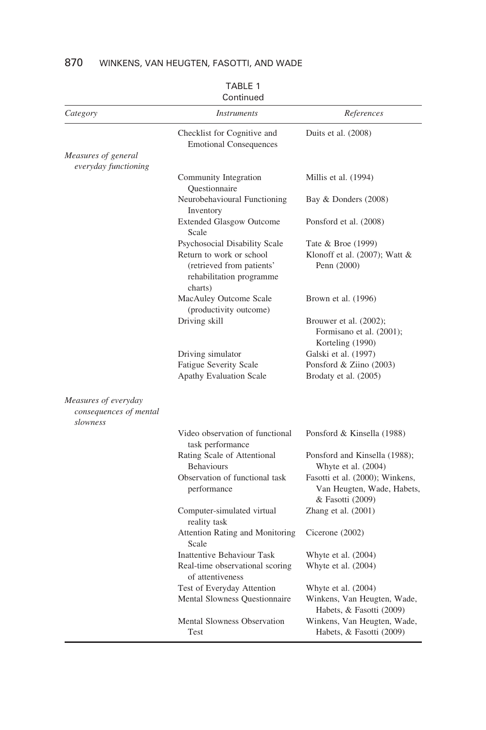TABLE 1
Continued

| *Category* | *Instruments* | *References* |
|---|---|---|
| | Checklist for Cognitive and Emotional Consequences | Duits et al. (2008) |
| *Measures of general everyday functioning* | | |
| | Community Integration Questionnaire | Millis et al. (1994) |
| | Neurobehavioural Functioning Inventory | Bay & Donders (2008) |
| | Extended Glasgow Outcome Scale | Ponsford et al. (2008) |
| | Psychosocial Disability Scale | Tate & Broe (1999) |
| | Return to work or school (retrieved from patients' rehabilitation programme charts) | Klonoff et al. (2007); Watt & Penn (2000) |
| | MacAuley Outcome Scale (productivity outcome) | Brown et al. (1996) |
| | Driving skill | Brouwer et al. (2002); Formisano et al. (2001); Korteling (1990) |
| | Driving simulator | Galski et al. (1997) |
| | Fatigue Severity Scale | Ponsford & Ziino (2003) |
| | Apathy Evaluation Scale | Brodaty et al. (2005) |
| *Measures of everyday consequences of mental slowness* | | |
| | Video observation of functional task performance | Ponsford & Kinsella (1988) |
| | Rating Scale of Attentional Behaviours | Ponsford and Kinsella (1988); Whyte et al. (2004) |
| | Observation of functional task performance | Fasotti et al. (2000); Winkens, Van Heugten, Wade, Habets, & Fasotti (2009) |
| | Computer-simulated virtual reality task | Zhang et al. (2001) |
| | Attention Rating and Monitoring Scale | Cicerone (2002) |
| | Inattentive Behaviour Task | Whyte et al. (2004) |
| | Real-time observational scoring of attentiveness | Whyte et al. (2004) |
| | Test of Everyday Attention | Whyte et al. (2004) |
| | Mental Slowness Questionnaire | Winkens, Van Heugten, Wade, Habets, & Fasotti (2009) |
| | Mental Slowness Observation Test | Winkens, Van Heugten, Wade, Habets, & Fasotti (2009) |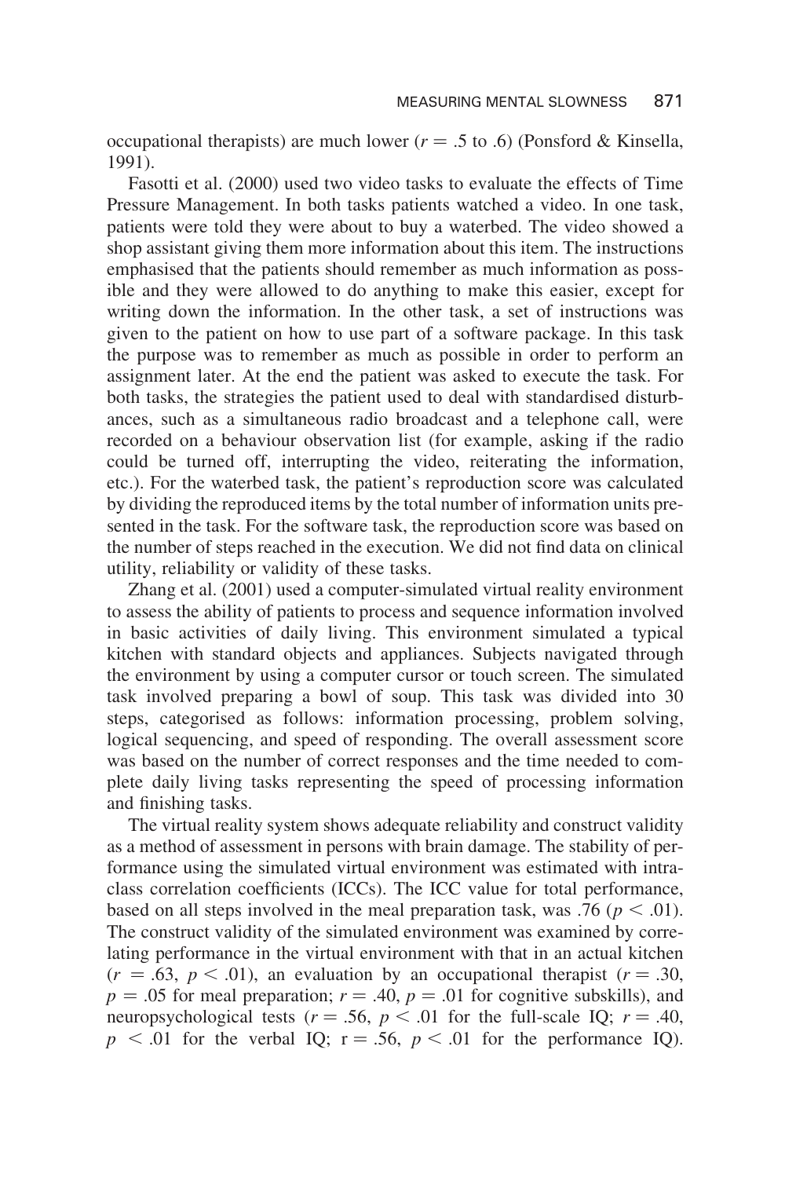occupational therapists) are much lower ($r = .5$ to $.6$) (Ponsford & Kinsella, 1991).

Fasotti et al. (2000) used two video tasks to evaluate the effects of Time Pressure Management. In both tasks patients watched a video. In one task, patients were told they were about to buy a waterbed. The video showed a shop assistant giving them more information about this item. The instructions emphasised that the patients should remember as much information as possible and they were allowed to do anything to make this easier, except for writing down the information. In the other task, a set of instructions was given to the patient on how to use part of a software package. In this task the purpose was to remember as much as possible in order to perform an assignment later. At the end the patient was asked to execute the task. For both tasks, the strategies the patient used to deal with standardised disturbances, such as a simultaneous radio broadcast and a telephone call, were recorded on a behaviour observation list (for example, asking if the radio could be turned off, interrupting the video, reiterating the information, etc.). For the waterbed task, the patient's reproduction score was calculated by dividing the reproduced items by the total number of information units presented in the task. For the software task, the reproduction score was based on the number of steps reached in the execution. We did not find data on clinical utility, reliability or validity of these tasks.

Zhang et al. (2001) used a computer-simulated virtual reality environment to assess the ability of patients to process and sequence information involved in basic activities of daily living. This environment simulated a typical kitchen with standard objects and appliances. Subjects navigated through the environment by using a computer cursor or touch screen. The simulated task involved preparing a bowl of soup. This task was divided into 30 steps, categorised as follows: information processing, problem solving, logical sequencing, and speed of responding. The overall assessment score was based on the number of correct responses and the time needed to complete daily living tasks representing the speed of processing information and finishing tasks.

The virtual reality system shows adequate reliability and construct validity as a method of assessment in persons with brain damage. The stability of performance using the simulated virtual environment was estimated with intraclass correlation coefficients (ICCs). The ICC value for total performance, based on all steps involved in the meal preparation task, was .76 ($p < .01$). The construct validity of the simulated environment was examined by correlating performance in the virtual environment with that in an actual kitchen ($r = .63$, $p < .01$), an evaluation by an occupational therapist ($r = .30$, $p = .05$ for meal preparation; $r = .40$, $p = .01$ for cognitive subskills), and neuropsychological tests ($r = .56$, $p < .01$ for the full-scale IQ; $r = .40$, $p < .01$ for the verbal IQ; $r = .56$, $p < .01$ for the performance IQ).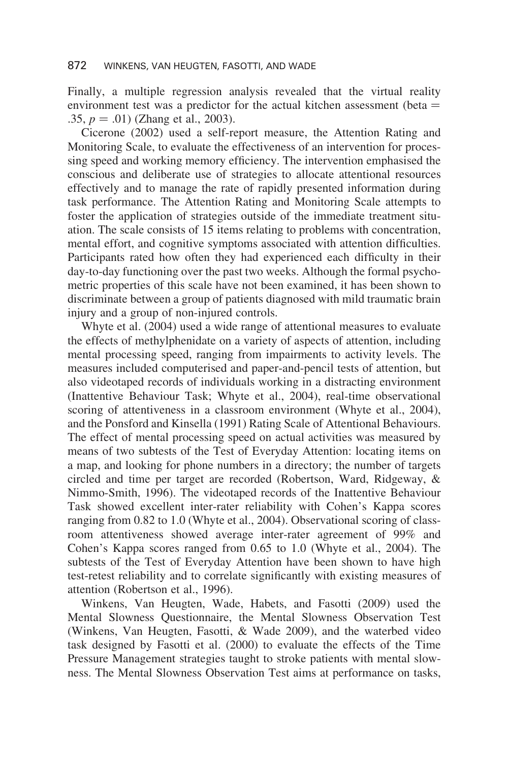Finally, a multiple regression analysis revealed that the virtual reality environment test was a predictor for the actual kitchen assessment (beta = .35, $p = .01$) (Zhang et al., 2003).

Cicerone (2002) used a self-report measure, the Attention Rating and Monitoring Scale, to evaluate the effectiveness of an intervention for processing speed and working memory efficiency. The intervention emphasised the conscious and deliberate use of strategies to allocate attentional resources effectively and to manage the rate of rapidly presented information during task performance. The Attention Rating and Monitoring Scale attempts to foster the application of strategies outside of the immediate treatment situation. The scale consists of 15 items relating to problems with concentration, mental effort, and cognitive symptoms associated with attention difficulties. Participants rated how often they had experienced each difficulty in their day-to-day functioning over the past two weeks. Although the formal psychometric properties of this scale have not been examined, it has been shown to discriminate between a group of patients diagnosed with mild traumatic brain injury and a group of non-injured controls.

Whyte et al. (2004) used a wide range of attentional measures to evaluate the effects of methylphenidate on a variety of aspects of attention, including mental processing speed, ranging from impairments to activity levels. The measures included computerised and paper-and-pencil tests of attention, but also videotaped records of individuals working in a distracting environment (Inattentive Behaviour Task; Whyte et al., 2004), real-time observational scoring of attentiveness in a classroom environment (Whyte et al., 2004), and the Ponsford and Kinsella (1991) Rating Scale of Attentional Behaviours. The effect of mental processing speed on actual activities was measured by means of two subtests of the Test of Everyday Attention: locating items on a map, and looking for phone numbers in a directory; the number of targets circled and time per target are recorded (Robertson, Ward, Ridgeway, & Nimmo-Smith, 1996). The videotaped records of the Inattentive Behaviour Task showed excellent inter-rater reliability with Cohen's Kappa scores ranging from 0.82 to 1.0 (Whyte et al., 2004). Observational scoring of classroom attentiveness showed average inter-rater agreement of 99% and Cohen's Kappa scores ranged from 0.65 to 1.0 (Whyte et al., 2004). The subtests of the Test of Everyday Attention have been shown to have high test-retest reliability and to correlate significantly with existing measures of attention (Robertson et al., 1996).

Winkens, Van Heugten, Wade, Habets, and Fasotti (2009) used the Mental Slowness Questionnaire, the Mental Slowness Observation Test (Winkens, Van Heugten, Fasotti, & Wade 2009), and the waterbed video task designed by Fasotti et al. (2000) to evaluate the effects of the Time Pressure Management strategies taught to stroke patients with mental slowness. The Mental Slowness Observation Test aims at performance on tasks,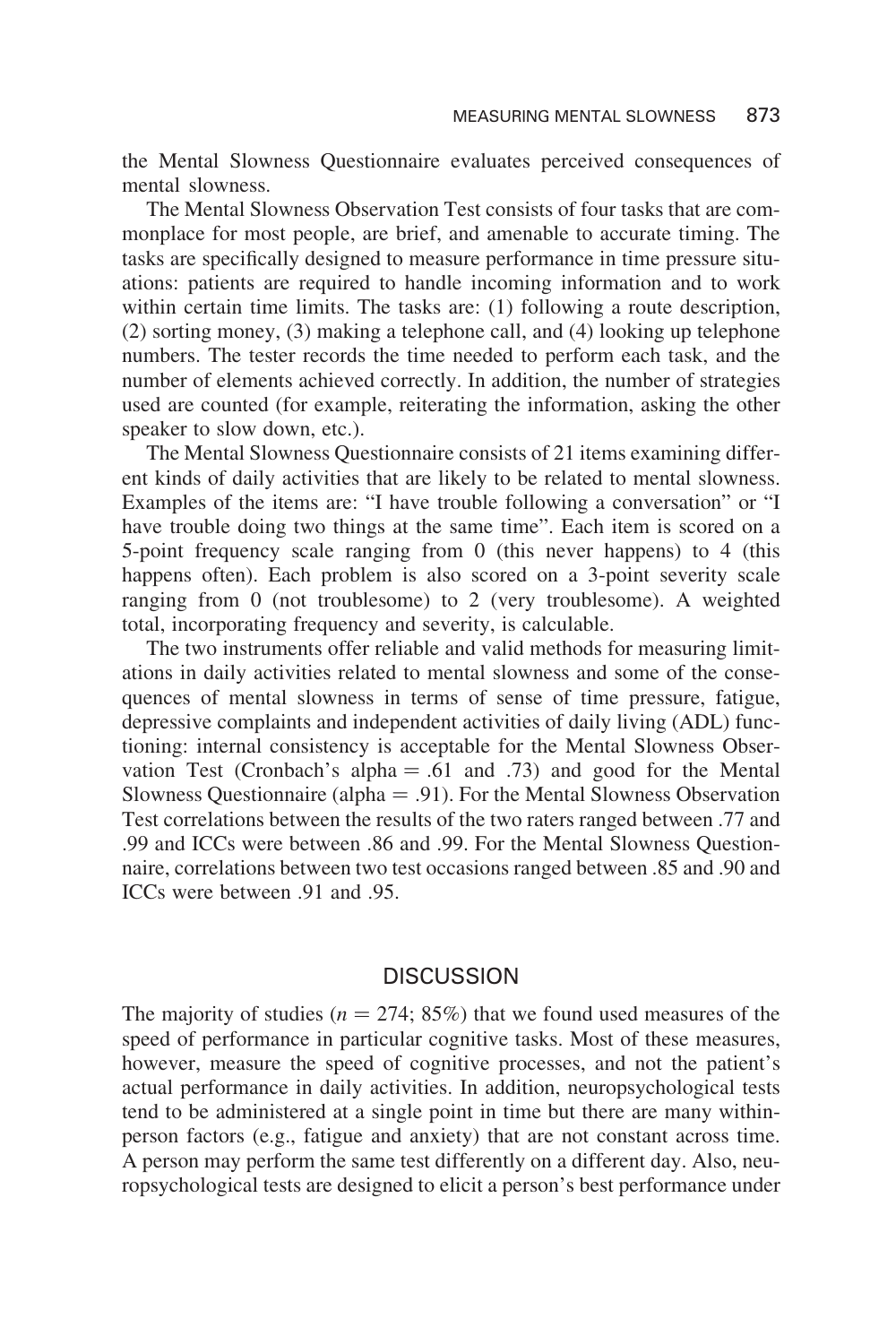the Mental Slowness Questionnaire evaluates perceived consequences of mental slowness.

The Mental Slowness Observation Test consists of four tasks that are commonplace for most people, are brief, and amenable to accurate timing. The tasks are specifically designed to measure performance in time pressure situations: patients are required to handle incoming information and to work within certain time limits. The tasks are: (1) following a route description, (2) sorting money, (3) making a telephone call, and (4) looking up telephone numbers. The tester records the time needed to perform each task, and the number of elements achieved correctly. In addition, the number of strategies used are counted (for example, reiterating the information, asking the other speaker to slow down, etc.).

The Mental Slowness Questionnaire consists of 21 items examining different kinds of daily activities that are likely to be related to mental slowness. Examples of the items are: "I have trouble following a conversation" or "I have trouble doing two things at the same time". Each item is scored on a 5-point frequency scale ranging from 0 (this never happens) to 4 (this happens often). Each problem is also scored on a 3-point severity scale ranging from 0 (not troublesome) to 2 (very troublesome). A weighted total, incorporating frequency and severity, is calculable.

The two instruments offer reliable and valid methods for measuring limitations in daily activities related to mental slowness and some of the consequences of mental slowness in terms of sense of time pressure, fatigue, depressive complaints and independent activities of daily living (ADL) functioning: internal consistency is acceptable for the Mental Slowness Observation Test (Cronbach's alpha = .61 and .73) and good for the Mental Slowness Questionnaire (alpha = .91). For the Mental Slowness Observation Test correlations between the results of the two raters ranged between .77 and .99 and ICCs were between .86 and .99. For the Mental Slowness Questionnaire, correlations between two test occasions ranged between .85 and .90 and ICCs were between .91 and .95.

## DISCUSSION

The majority of studies ($n = 274$; 85%) that we found used measures of the speed of performance in particular cognitive tasks. Most of these measures, however, measure the speed of cognitive processes, and not the patient's actual performance in daily activities. In addition, neuropsychological tests tend to be administered at a single point in time but there are many within-person factors (e.g., fatigue and anxiety) that are not constant across time. A person may perform the same test differently on a different day. Also, neuropsychological tests are designed to elicit a person's best performance under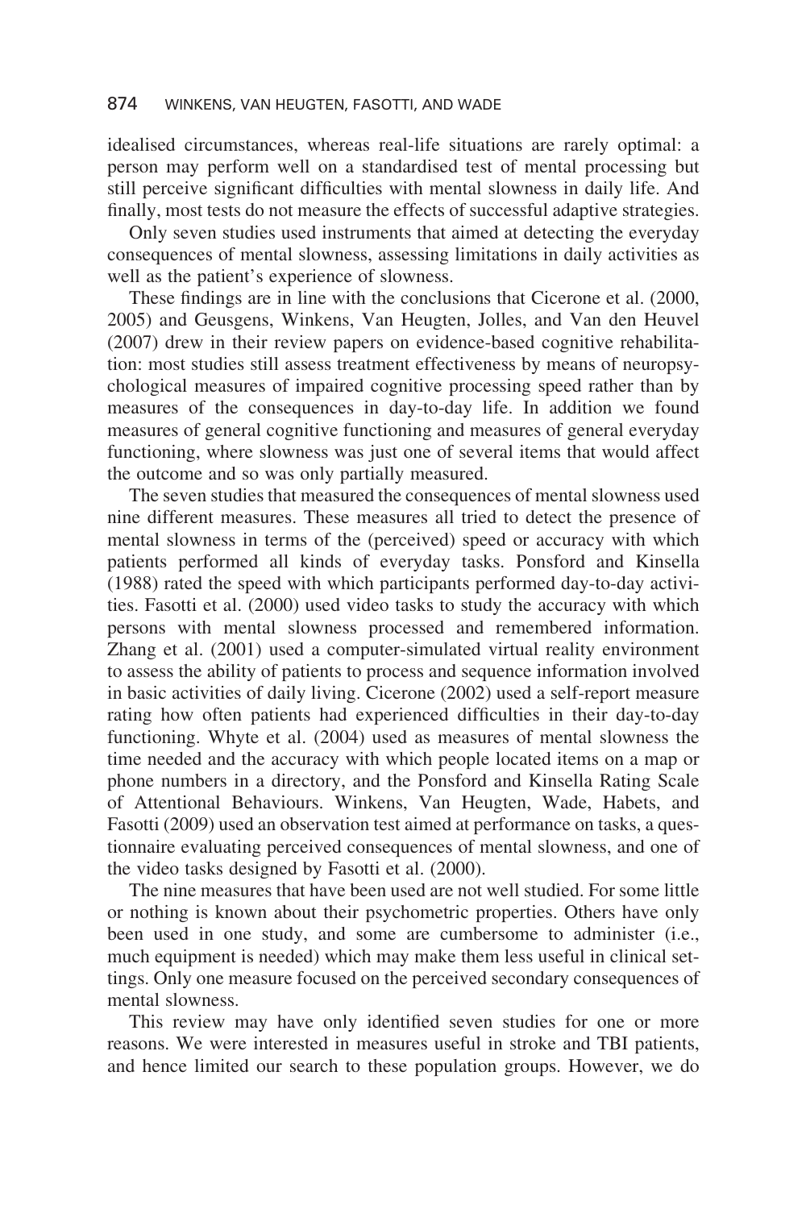idealised circumstances, whereas real-life situations are rarely optimal: a person may perform well on a standardised test of mental processing but still perceive significant difficulties with mental slowness in daily life. And finally, most tests do not measure the effects of successful adaptive strategies.

Only seven studies used instruments that aimed at detecting the everyday consequences of mental slowness, assessing limitations in daily activities as well as the patient's experience of slowness.

These findings are in line with the conclusions that Cicerone et al. (2000, 2005) and Geusgens, Winkens, Van Heugten, Jolles, and Van den Heuvel (2007) drew in their review papers on evidence-based cognitive rehabilitation: most studies still assess treatment effectiveness by means of neuropsychological measures of impaired cognitive processing speed rather than by measures of the consequences in day-to-day life. In addition we found measures of general cognitive functioning and measures of general everyday functioning, where slowness was just one of several items that would affect the outcome and so was only partially measured.

The seven studies that measured the consequences of mental slowness used nine different measures. These measures all tried to detect the presence of mental slowness in terms of the (perceived) speed or accuracy with which patients performed all kinds of everyday tasks. Ponsford and Kinsella (1988) rated the speed with which participants performed day-to-day activities. Fasotti et al. (2000) used video tasks to study the accuracy with which persons with mental slowness processed and remembered information. Zhang et al. (2001) used a computer-simulated virtual reality environment to assess the ability of patients to process and sequence information involved in basic activities of daily living. Cicerone (2002) used a self-report measure rating how often patients had experienced difficulties in their day-to-day functioning. Whyte et al. (2004) used as measures of mental slowness the time needed and the accuracy with which people located items on a map or phone numbers in a directory, and the Ponsford and Kinsella Rating Scale of Attentional Behaviours. Winkens, Van Heugten, Wade, Habets, and Fasotti (2009) used an observation test aimed at performance on tasks, a questionnaire evaluating perceived consequences of mental slowness, and one of the video tasks designed by Fasotti et al. (2000).

The nine measures that have been used are not well studied. For some little or nothing is known about their psychometric properties. Others have only been used in one study, and some are cumbersome to administer (i.e., much equipment is needed) which may make them less useful in clinical settings. Only one measure focused on the perceived secondary consequences of mental slowness.

This review may have only identified seven studies for one or more reasons. We were interested in measures useful in stroke and TBI patients, and hence limited our search to these population groups. However, we do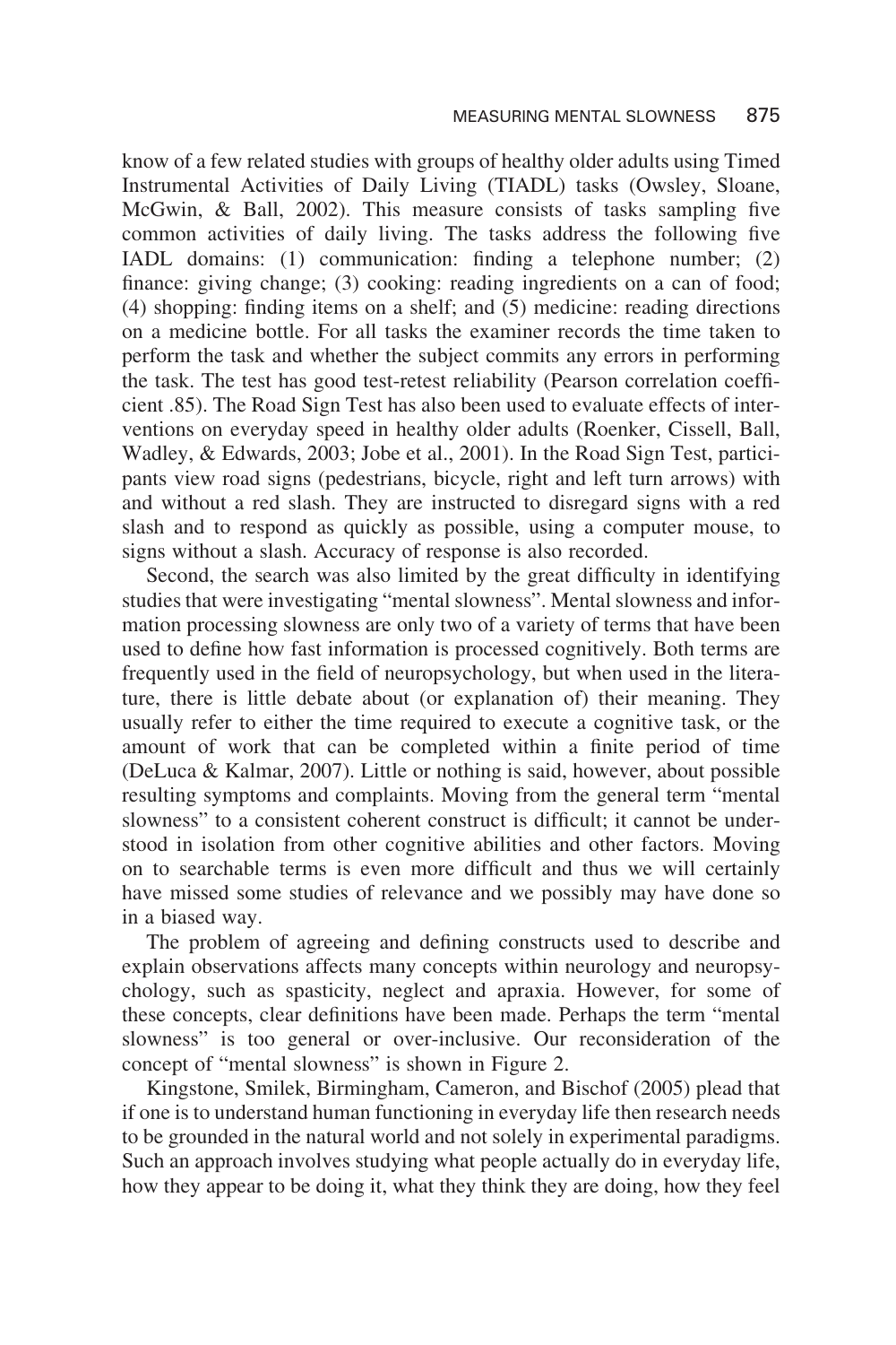know of a few related studies with groups of healthy older adults using Timed Instrumental Activities of Daily Living (TIADL) tasks (Owsley, Sloane, McGwin, & Ball, 2002). This measure consists of tasks sampling five common activities of daily living. The tasks address the following five IADL domains: (1) communication: finding a telephone number; (2) finance: giving change; (3) cooking: reading ingredients on a can of food; (4) shopping: finding items on a shelf; and (5) medicine: reading directions on a medicine bottle. For all tasks the examiner records the time taken to perform the task and whether the subject commits any errors in performing the task. The test has good test-retest reliability (Pearson correlation coefficient .85). The Road Sign Test has also been used to evaluate effects of interventions on everyday speed in healthy older adults (Roenker, Cissell, Ball, Wadley, & Edwards, 2003; Jobe et al., 2001). In the Road Sign Test, participants view road signs (pedestrians, bicycle, right and left turn arrows) with and without a red slash. They are instructed to disregard signs with a red slash and to respond as quickly as possible, using a computer mouse, to signs without a slash. Accuracy of response is also recorded.

Second, the search was also limited by the great difficulty in identifying studies that were investigating "mental slowness". Mental slowness and information processing slowness are only two of a variety of terms that have been used to define how fast information is processed cognitively. Both terms are frequently used in the field of neuropsychology, but when used in the literature, there is little debate about (or explanation of) their meaning. They usually refer to either the time required to execute a cognitive task, or the amount of work that can be completed within a finite period of time (DeLuca & Kalmar, 2007). Little or nothing is said, however, about possible resulting symptoms and complaints. Moving from the general term "mental slowness" to a consistent coherent construct is difficult; it cannot be understood in isolation from other cognitive abilities and other factors. Moving on to searchable terms is even more difficult and thus we will certainly have missed some studies of relevance and we possibly may have done so in a biased way.

The problem of agreeing and defining constructs used to describe and explain observations affects many concepts within neurology and neuropsychology, such as spasticity, neglect and apraxia. However, for some of these concepts, clear definitions have been made. Perhaps the term "mental slowness" is too general or over-inclusive. Our reconsideration of the concept of "mental slowness" is shown in Figure 2.

Kingstone, Smilek, Birmingham, Cameron, and Bischof (2005) plead that if one is to understand human functioning in everyday life then research needs to be grounded in the natural world and not solely in experimental paradigms. Such an approach involves studying what people actually do in everyday life, how they appear to be doing it, what they think they are doing, how they feel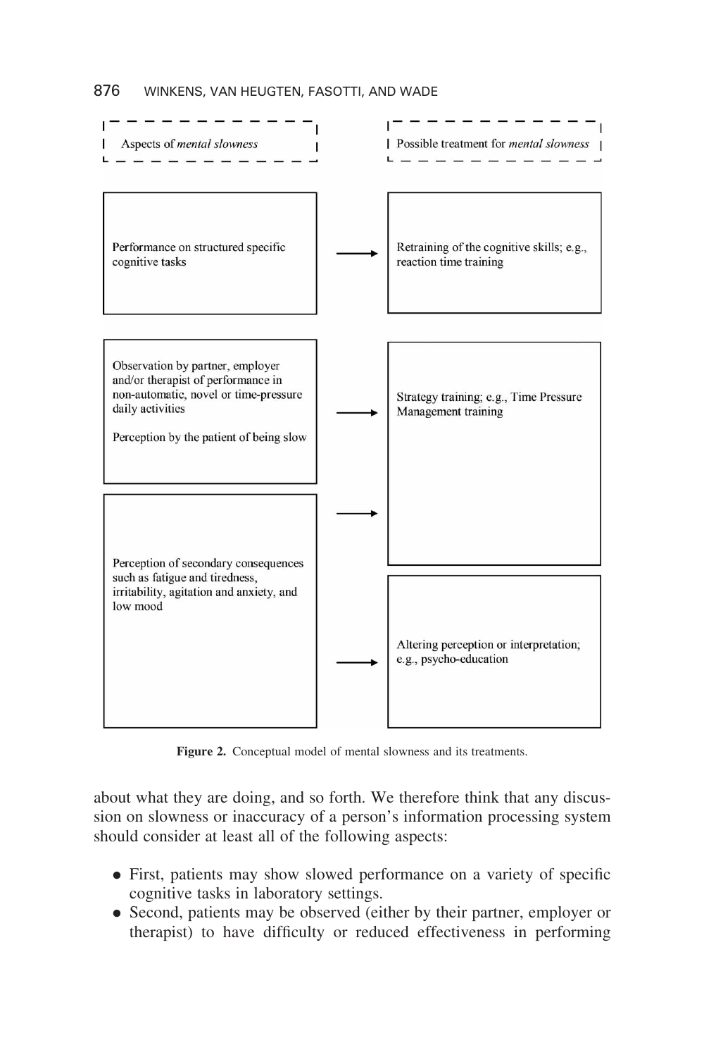| Aspects of *mental slowness* | | Possible treatment for *mental slowness* |
|---|---|---|
| Performance on structured specific cognitive tasks | → | Retraining of the cognitive skills; e.g., reaction time training |
| Observation by partner, employer and/or therapist of performance in non-automatic, novel or time-pressure daily activities<br><br>Perception by the patient of being slow | → | Strategy training; e.g., Time Pressure Management training |
| Perception of secondary consequences such as fatigue and tiredness, irritability, agitation and anxiety, and low mood | → | Strategy training; e.g., Time Pressure Management training |
| | → | Altering perception or interpretation; e.g., psycho-education |

**Figure 2.** Conceptual model of mental slowness and its treatments.

about what they are doing, and so forth. We therefore think that any discussion on slowness or inaccuracy of a person's information processing system should consider at least all of the following aspects:

- First, patients may show slowed performance on a variety of specific cognitive tasks in laboratory settings.
- Second, patients may be observed (either by their partner, employer or therapist) to have difficulty or reduced effectiveness in performing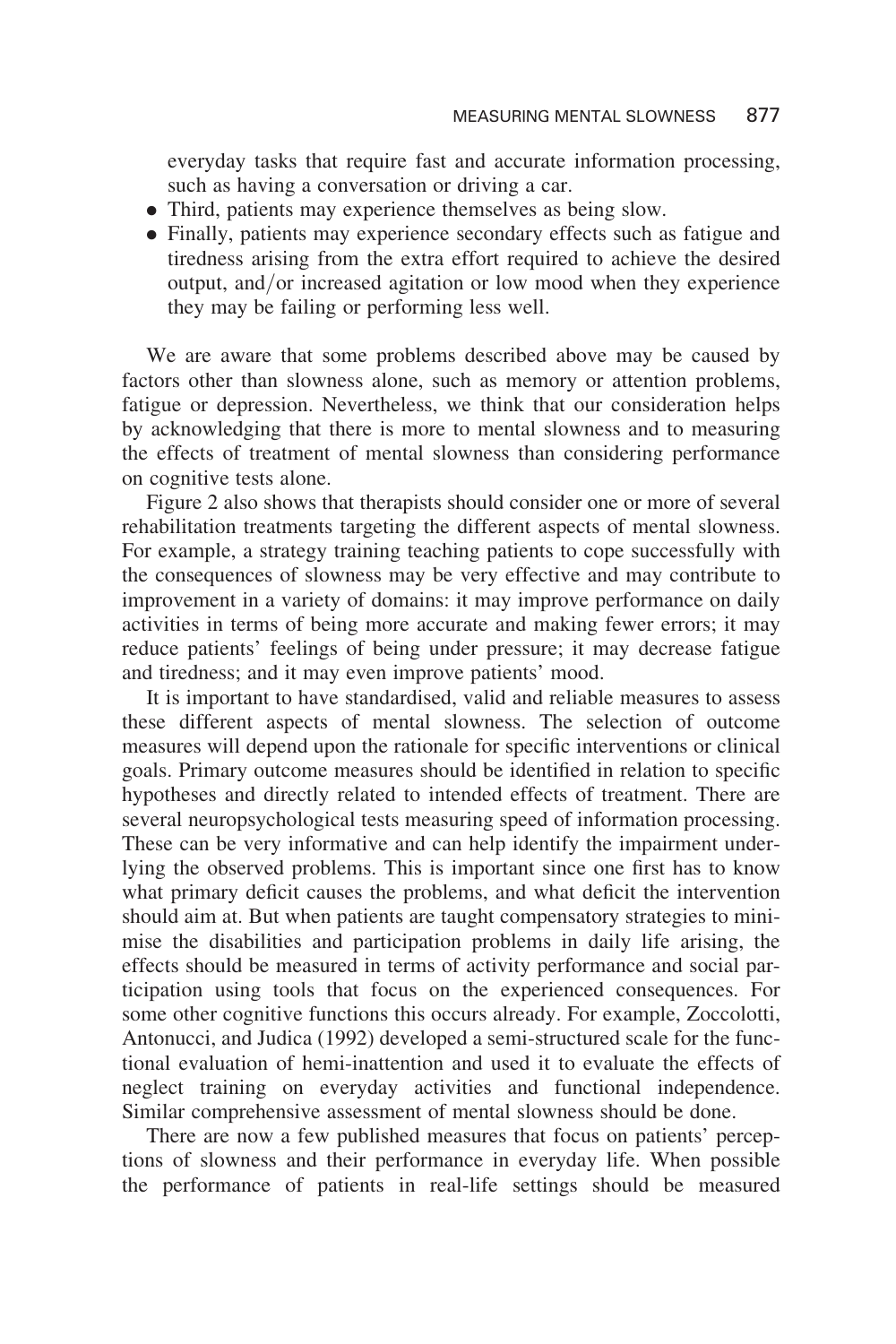everyday tasks that require fast and accurate information processing, such as having a conversation or driving a car.

- Third, patients may experience themselves as being slow.
- Finally, patients may experience secondary effects such as fatigue and tiredness arising from the extra effort required to achieve the desired output, and/or increased agitation or low mood when they experience they may be failing or performing less well.

We are aware that some problems described above may be caused by factors other than slowness alone, such as memory or attention problems, fatigue or depression. Nevertheless, we think that our consideration helps by acknowledging that there is more to mental slowness and to measuring the effects of treatment of mental slowness than considering performance on cognitive tests alone.

Figure 2 also shows that therapists should consider one or more of several rehabilitation treatments targeting the different aspects of mental slowness. For example, a strategy training teaching patients to cope successfully with the consequences of slowness may be very effective and may contribute to improvement in a variety of domains: it may improve performance on daily activities in terms of being more accurate and making fewer errors; it may reduce patients' feelings of being under pressure; it may decrease fatigue and tiredness; and it may even improve patients' mood.

It is important to have standardised, valid and reliable measures to assess these different aspects of mental slowness. The selection of outcome measures will depend upon the rationale for specific interventions or clinical goals. Primary outcome measures should be identified in relation to specific hypotheses and directly related to intended effects of treatment. There are several neuropsychological tests measuring speed of information processing. These can be very informative and can help identify the impairment underlying the observed problems. This is important since one first has to know what primary deficit causes the problems, and what deficit the intervention should aim at. But when patients are taught compensatory strategies to minimise the disabilities and participation problems in daily life arising, the effects should be measured in terms of activity performance and social participation using tools that focus on the experienced consequences. For some other cognitive functions this occurs already. For example, Zoccolotti, Antonucci, and Judica (1992) developed a semi-structured scale for the functional evaluation of hemi-inattention and used it to evaluate the effects of neglect training on everyday activities and functional independence. Similar comprehensive assessment of mental slowness should be done.

There are now a few published measures that focus on patients' perceptions of slowness and their performance in everyday life. When possible the performance of patients in real-life settings should be measured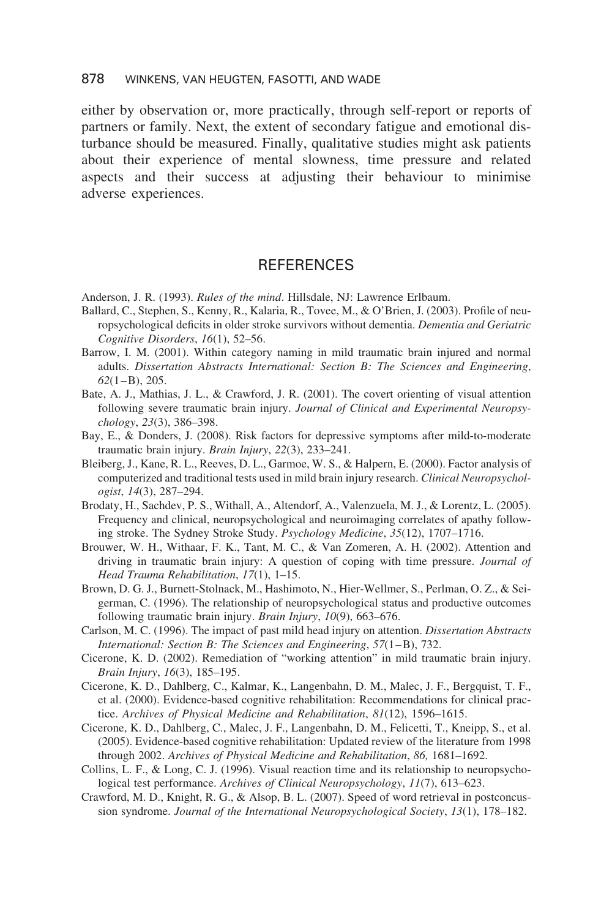either by observation or, more practically, through self-report or reports of partners or family. Next, the extent of secondary fatigue and emotional disturbance should be measured. Finally, qualitative studies might ask patients about their experience of mental slowness, time pressure and related aspects and their success at adjusting their behaviour to minimise adverse experiences.

## REFERENCES

Anderson, J. R. (1993). *Rules of the mind*. Hillsdale, NJ: Lawrence Erlbaum.

Ballard, C., Stephen, S., Kenny, R., Kalaria, R., Tovee, M., & O'Brien, J. (2003). Profile of neuropsychological deficits in older stroke survivors without dementia. *Dementia and Geriatric Cognitive Disorders*, *16*(1), 52–56.

Barrow, I. M. (2001). Within category naming in mild traumatic brain injured and normal adults. *Dissertation Abstracts International: Section B: The Sciences and Engineering*, *62*(1–B), 205.

Bate, A. J., Mathias, J. L., & Crawford, J. R. (2001). The covert orienting of visual attention following severe traumatic brain injury. *Journal of Clinical and Experimental Neuropsychology*, *23*(3), 386–398.

Bay, E., & Donders, J. (2008). Risk factors for depressive symptoms after mild-to-moderate traumatic brain injury. *Brain Injury*, *22*(3), 233–241.

Bleiberg, J., Kane, R. L., Reeves, D. L., Garmoe, W. S., & Halpern, E. (2000). Factor analysis of computerized and traditional tests used in mild brain injury research. *Clinical Neuropsychologist*, *14*(3), 287–294.

Brodaty, H., Sachdev, P. S., Withall, A., Altendorf, A., Valenzuela, M. J., & Lorentz, L. (2005). Frequency and clinical, neuropsychological and neuroimaging correlates of apathy following stroke. The Sydney Stroke Study. *Psychology Medicine*, *35*(12), 1707–1716.

Brouwer, W. H., Withaar, F. K., Tant, M. C., & Van Zomeren, A. H. (2002). Attention and driving in traumatic brain injury: A question of coping with time pressure. *Journal of Head Trauma Rehabilitation*, *17*(1), 1–15.

Brown, D. G. J., Burnett-Stolnack, M., Hashimoto, N., Hier-Wellmer, S., Perlman, O. Z., & Seigerman, C. (1996). The relationship of neuropsychological status and productive outcomes following traumatic brain injury. *Brain Injury*, *10*(9), 663–676.

Carlson, M. C. (1996). The impact of past mild head injury on attention. *Dissertation Abstracts International: Section B: The Sciences and Engineering*, *57*(1–B), 732.

Cicerone, K. D. (2002). Remediation of "working attention" in mild traumatic brain injury. *Brain Injury*, *16*(3), 185–195.

Cicerone, K. D., Dahlberg, C., Kalmar, K., Langenbahn, D. M., Malec, J. F., Bergquist, T. F., et al. (2000). Evidence-based cognitive rehabilitation: Recommendations for clinical practice. *Archives of Physical Medicine and Rehabilitation*, *81*(12), 1596–1615.

Cicerone, K. D., Dahlberg, C., Malec, J. F., Langenbahn, D. M., Felicetti, T., Kneipp, S., et al. (2005). Evidence-based cognitive rehabilitation: Updated review of the literature from 1998 through 2002. *Archives of Physical Medicine and Rehabilitation*, *86,* 1681–1692.

Collins, L. F., & Long, C. J. (1996). Visual reaction time and its relationship to neuropsychological test performance. *Archives of Clinical Neuropsychology*, *11*(7), 613–623.

Crawford, M. D., Knight, R. G., & Alsop, B. L. (2007). Speed of word retrieval in postconcussion syndrome. *Journal of the International Neuropsychological Society*, *13*(1), 178–182.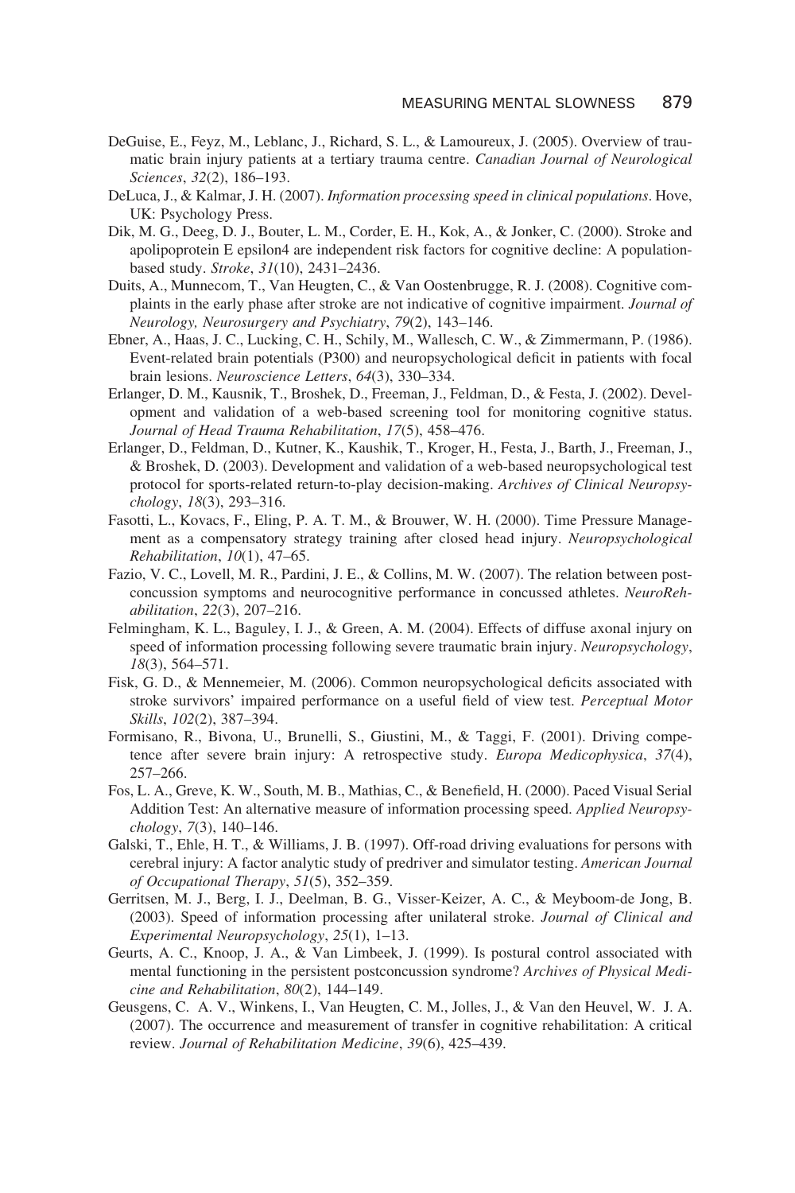DeGuise, E., Feyz, M., Leblanc, J., Richard, S. L., & Lamoureux, J. (2005). Overview of traumatic brain injury patients at a tertiary trauma centre. *Canadian Journal of Neurological Sciences*, *32*(2), 186–193.

DeLuca, J., & Kalmar, J. H. (2007). *Information processing speed in clinical populations*. Hove, UK: Psychology Press.

Dik, M. G., Deeg, D. J., Bouter, L. M., Corder, E. H., Kok, A., & Jonker, C. (2000). Stroke and apolipoprotein E epsilon4 are independent risk factors for cognitive decline: A population-based study. *Stroke*, *31*(10), 2431–2436.

Duits, A., Munnecom, T., Van Heugten, C., & Van Oostenbrugge, R. J. (2008). Cognitive complaints in the early phase after stroke are not indicative of cognitive impairment. *Journal of Neurology, Neurosurgery and Psychiatry*, *79*(2), 143–146.

Ebner, A., Haas, J. C., Lucking, C. H., Schily, M., Wallesch, C. W., & Zimmermann, P. (1986). Event-related brain potentials (P300) and neuropsychological deficit in patients with focal brain lesions. *Neuroscience Letters*, *64*(3), 330–334.

Erlanger, D. M., Kausnik, T., Broshek, D., Freeman, J., Feldman, D., & Festa, J. (2002). Development and validation of a web-based screening tool for monitoring cognitive status. *Journal of Head Trauma Rehabilitation*, *17*(5), 458–476.

Erlanger, D., Feldman, D., Kutner, K., Kaushik, T., Kroger, H., Festa, J., Barth, J., Freeman, J., & Broshek, D. (2003). Development and validation of a web-based neuropsychological test protocol for sports-related return-to-play decision-making. *Archives of Clinical Neuropsychology*, *18*(3), 293–316.

Fasotti, L., Kovacs, F., Eling, P. A. T. M., & Brouwer, W. H. (2000). Time Pressure Management as a compensatory strategy training after closed head injury. *Neuropsychological Rehabilitation*, *10*(1), 47–65.

Fazio, V. C., Lovell, M. R., Pardini, J. E., & Collins, M. W. (2007). The relation between post-concussion symptoms and neurocognitive performance in concussed athletes. *NeuroRehabilitation*, *22*(3), 207–216.

Felmingham, K. L., Baguley, I. J., & Green, A. M. (2004). Effects of diffuse axonal injury on speed of information processing following severe traumatic brain injury. *Neuropsychology*, *18*(3), 564–571.

Fisk, G. D., & Mennemeier, M. (2006). Common neuropsychological deficits associated with stroke survivors' impaired performance on a useful field of view test. *Perceptual Motor Skills*, *102*(2), 387–394.

Formisano, R., Bivona, U., Brunelli, S., Giustini, M., & Taggi, F. (2001). Driving competence after severe brain injury: A retrospective study. *Europa Medicophysica*, *37*(4), 257–266.

Fos, L. A., Greve, K. W., South, M. B., Mathias, C., & Benefield, H. (2000). Paced Visual Serial Addition Test: An alternative measure of information processing speed. *Applied Neuropsychology*, *7*(3), 140–146.

Galski, T., Ehle, H. T., & Williams, J. B. (1997). Off-road driving evaluations for persons with cerebral injury: A factor analytic study of predriver and simulator testing. *American Journal of Occupational Therapy*, *51*(5), 352–359.

Gerritsen, M. J., Berg, I. J., Deelman, B. G., Visser-Keizer, A. C., & Meyboom-de Jong, B. (2003). Speed of information processing after unilateral stroke. *Journal of Clinical and Experimental Neuropsychology*, *25*(1), 1–13.

Geurts, A. C., Knoop, J. A., & Van Limbeek, J. (1999). Is postural control associated with mental functioning in the persistent postconcussion syndrome? *Archives of Physical Medicine and Rehabilitation*, *80*(2), 144–149.

Geusgens, C. A. V., Winkens, I., Van Heugten, C. M., Jolles, J., & Van den Heuvel, W. J. A. (2007). The occurrence and measurement of transfer in cognitive rehabilitation: A critical review. *Journal of Rehabilitation Medicine*, *39*(6), 425–439.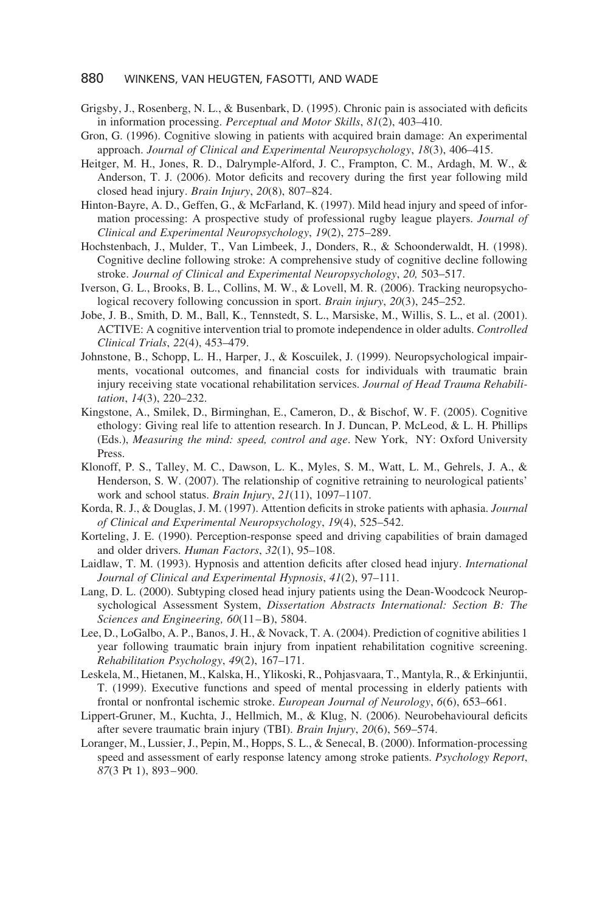Grigsby, J., Rosenberg, N. L., & Busenbark, D. (1995). Chronic pain is associated with deficits in information processing. *Perceptual and Motor Skills*, *81*(2), 403–410.

Gron, G. (1996). Cognitive slowing in patients with acquired brain damage: An experimental approach. *Journal of Clinical and Experimental Neuropsychology*, *18*(3), 406–415.

Heitger, M. H., Jones, R. D., Dalrymple-Alford, J. C., Frampton, C. M., Ardagh, M. W., & Anderson, T. J. (2006). Motor deficits and recovery during the first year following mild closed head injury. *Brain Injury*, *20*(8), 807–824.

Hinton-Bayre, A. D., Geffen, G., & McFarland, K. (1997). Mild head injury and speed of information processing: A prospective study of professional rugby league players. *Journal of Clinical and Experimental Neuropsychology*, *19*(2), 275–289.

Hochstenbach, J., Mulder, T., Van Limbeek, J., Donders, R., & Schoonderwaldt, H. (1998). Cognitive decline following stroke: A comprehensive study of cognitive decline following stroke. *Journal of Clinical and Experimental Neuropsychology*, *20,* 503–517.

Iverson, G. L., Brooks, B. L., Collins, M. W., & Lovell, M. R. (2006). Tracking neuropsychological recovery following concussion in sport. *Brain injury*, *20*(3), 245–252.

Jobe, J. B., Smith, D. M., Ball, K., Tennstedt, S. L., Marsiske, M., Willis, S. L., et al. (2001). ACTIVE: A cognitive intervention trial to promote independence in older adults. *Controlled Clinical Trials*, *22*(4), 453–479.

Johnstone, B., Schopp, L. H., Harper, J., & Koscuilek, J. (1999). Neuropsychological impairments, vocational outcomes, and financial costs for individuals with traumatic brain injury receiving state vocational rehabilitation services. *Journal of Head Trauma Rehabilitation*, *14*(3), 220–232.

Kingstone, A., Smilek, D., Birminghan, E., Cameron, D., & Bischof, W. F. (2005). Cognitive ethology: Giving real life to attention research. In J. Duncan, P. McLeod, & L. H. Phillips (Eds.), *Measuring the mind: speed, control and age*. New York, NY: Oxford University Press.

Klonoff, P. S., Talley, M. C., Dawson, L. K., Myles, S. M., Watt, L. M., Gehrels, J. A., & Henderson, S. W. (2007). The relationship of cognitive retraining to neurological patients' work and school status. *Brain Injury*, *21*(11), 1097–1107.

Korda, R. J., & Douglas, J. M. (1997). Attention deficits in stroke patients with aphasia. *Journal of Clinical and Experimental Neuropsychology*, *19*(4), 525–542.

Korteling, J. E. (1990). Perception-response speed and driving capabilities of brain damaged and older drivers. *Human Factors*, *32*(1), 95–108.

Laidlaw, T. M. (1993). Hypnosis and attention deficits after closed head injury. *International Journal of Clinical and Experimental Hypnosis*, *41*(2), 97–111.

Lang, D. L. (2000). Subtyping closed head injury patients using the Dean-Woodcock Neuropsychological Assessment System, *Dissertation Abstracts International: Section B: The Sciences and Engineering, 60*(11–B), 5804.

Lee, D., LoGalbo, A. P., Banos, J. H., & Novack, T. A. (2004). Prediction of cognitive abilities 1 year following traumatic brain injury from inpatient rehabilitation cognitive screening. *Rehabilitation Psychology*, *49*(2), 167–171.

Leskela, M., Hietanen, M., Kalska, H., Ylikoski, R., Pohjasvaara, T., Mantyla, R., & Erkinjuntii, T. (1999). Executive functions and speed of mental processing in elderly patients with frontal or nonfrontal ischemic stroke. *European Journal of Neurology*, *6*(6), 653–661.

Lippert-Gruner, M., Kuchta, J., Hellmich, M., & Klug, N. (2006). Neurobehavioural deficits after severe traumatic brain injury (TBI). *Brain Injury*, *20*(6), 569–574.

Loranger, M., Lussier, J., Pepin, M., Hopps, S. L., & Senecal, B. (2000). Information-processing speed and assessment of early response latency among stroke patients. *Psychology Report*, *87*(3 Pt 1), 893–900.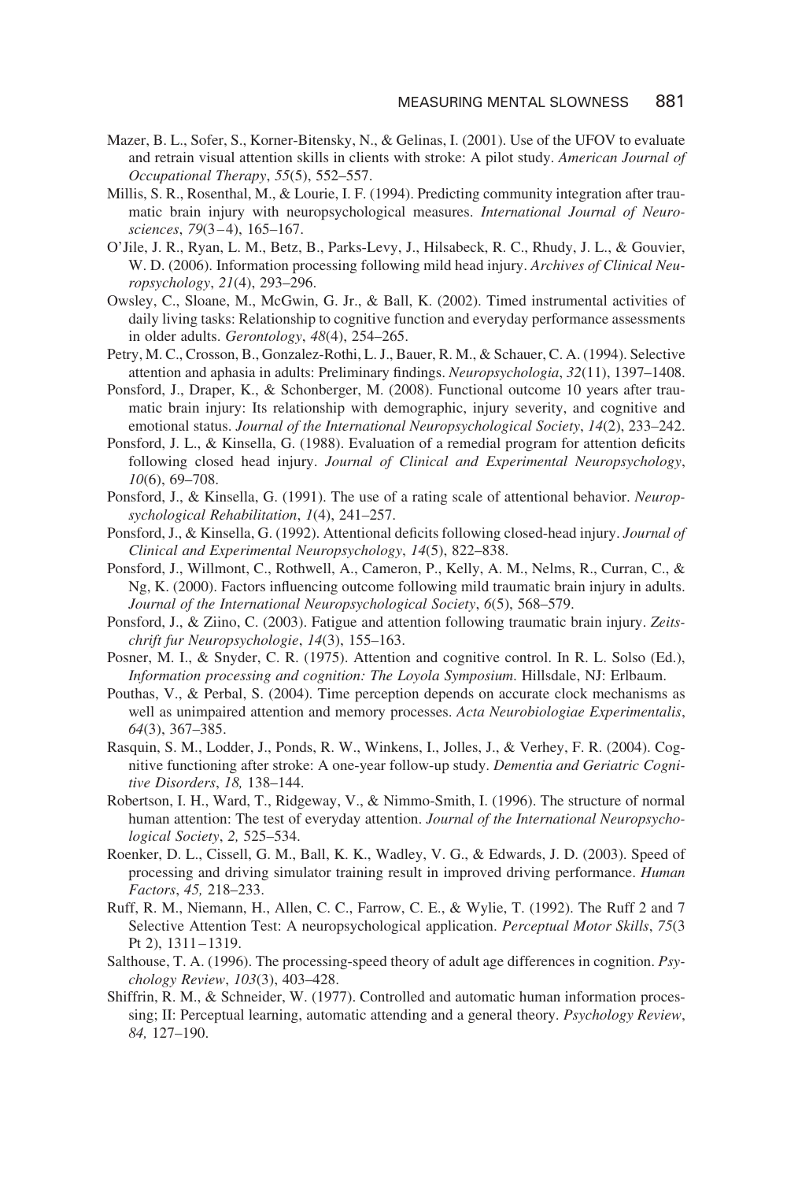Mazer, B. L., Sofer, S., Korner-Bitensky, N., & Gelinas, I. (2001). Use of the UFOV to evaluate and retrain visual attention skills in clients with stroke: A pilot study. *American Journal of Occupational Therapy*, *55*(5), 552–557.

Millis, S. R., Rosenthal, M., & Lourie, I. F. (1994). Predicting community integration after traumatic brain injury with neuropsychological measures. *International Journal of Neurosciences*, *79*(3–4), 165–167.

O'Jile, J. R., Ryan, L. M., Betz, B., Parks-Levy, J., Hilsabeck, R. C., Rhudy, J. L., & Gouvier, W. D. (2006). Information processing following mild head injury. *Archives of Clinical Neuropsychology*, *21*(4), 293–296.

Owsley, C., Sloane, M., McGwin, G. Jr., & Ball, K. (2002). Timed instrumental activities of daily living tasks: Relationship to cognitive function and everyday performance assessments in older adults. *Gerontology*, *48*(4), 254–265.

Petry, M. C., Crosson, B., Gonzalez-Rothi, L. J., Bauer, R. M., & Schauer, C. A. (1994). Selective attention and aphasia in adults: Preliminary findings. *Neuropsychologia*, *32*(11), 1397–1408.

Ponsford, J., Draper, K., & Schonberger, M. (2008). Functional outcome 10 years after traumatic brain injury: Its relationship with demographic, injury severity, and cognitive and emotional status. *Journal of the International Neuropsychological Society*, *14*(2), 233–242.

Ponsford, J. L., & Kinsella, G. (1988). Evaluation of a remedial program for attention deficits following closed head injury. *Journal of Clinical and Experimental Neuropsychology*, *10*(6), 69–708.

Ponsford, J., & Kinsella, G. (1991). The use of a rating scale of attentional behavior. *Neuropsychological Rehabilitation*, *1*(4), 241–257.

Ponsford, J., & Kinsella, G. (1992). Attentional deficits following closed-head injury. *Journal of Clinical and Experimental Neuropsychology*, *14*(5), 822–838.

Ponsford, J., Willmont, C., Rothwell, A., Cameron, P., Kelly, A. M., Nelms, R., Curran, C., & Ng, K. (2000). Factors influencing outcome following mild traumatic brain injury in adults. *Journal of the International Neuropsychological Society*, *6*(5), 568–579.

Ponsford, J., & Ziino, C. (2003). Fatigue and attention following traumatic brain injury. *Zeitschrift fur Neuropsychologie*, *14*(3), 155–163.

Posner, M. I., & Snyder, C. R. (1975). Attention and cognitive control. In R. L. Solso (Ed.), *Information processing and cognition: The Loyola Symposium*. Hillsdale, NJ: Erlbaum.

Pouthas, V., & Perbal, S. (2004). Time perception depends on accurate clock mechanisms as well as unimpaired attention and memory processes. *Acta Neurobiologiae Experimentalis*, *64*(3), 367–385.

Rasquin, S. M., Lodder, J., Ponds, R. W., Winkens, I., Jolles, J., & Verhey, F. R. (2004). Cognitive functioning after stroke: A one-year follow-up study. *Dementia and Geriatric Cognitive Disorders*, *18,* 138–144.

Robertson, I. H., Ward, T., Ridgeway, V., & Nimmo-Smith, I. (1996). The structure of normal human attention: The test of everyday attention. *Journal of the International Neuropsychological Society*, *2,* 525–534.

Roenker, D. L., Cissell, G. M., Ball, K. K., Wadley, V. G., & Edwards, J. D. (2003). Speed of processing and driving simulator training result in improved driving performance. *Human Factors*, *45,* 218–233.

Ruff, R. M., Niemann, H., Allen, C. C., Farrow, C. E., & Wylie, T. (1992). The Ruff 2 and 7 Selective Attention Test: A neuropsychological application. *Perceptual Motor Skills*, *75*(3 Pt 2), 1311–1319.

Salthouse, T. A. (1996). The processing-speed theory of adult age differences in cognition. *Psychology Review*, *103*(3), 403–428.

Shiffrin, R. M., & Schneider, W. (1977). Controlled and automatic human information processing; II: Perceptual learning, automatic attending and a general theory. *Psychology Review*, *84,* 127–190.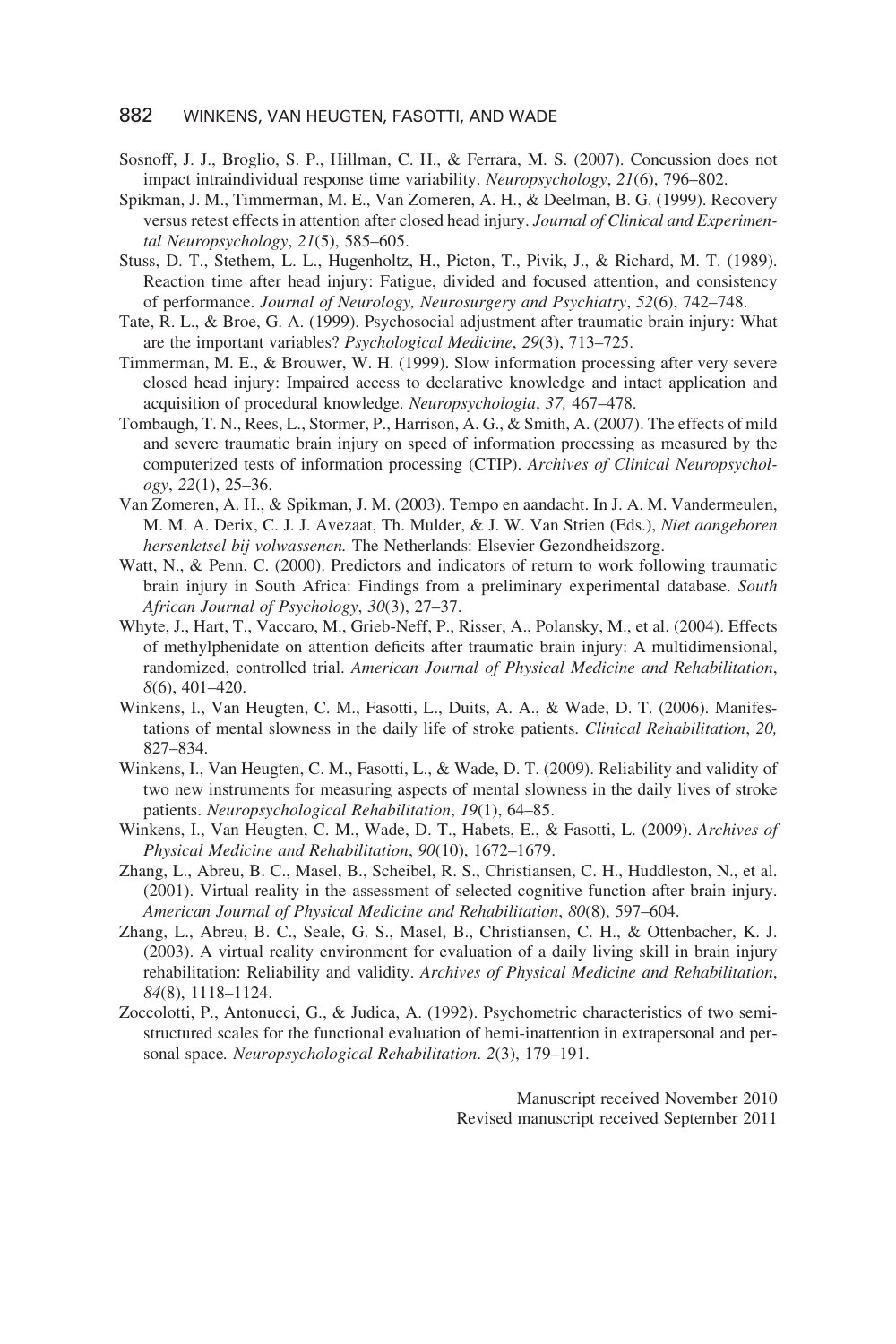Sosnoff, J. J., Broglio, S. P., Hillman, C. H., & Ferrara, M. S. (2007). Concussion does not impact intraindividual response time variability. *Neuropsychology*, *21*(6), 796–802.

Spikman, J. M., Timmerman, M. E., Van Zomeren, A. H., & Deelman, B. G. (1999). Recovery versus retest effects in attention after closed head injury. *Journal of Clinical and Experimental Neuropsychology*, *21*(5), 585–605.

Stuss, D. T., Stethem, L. L., Hugenholtz, H., Picton, T., Pivik, J., & Richard, M. T. (1989). Reaction time after head injury: Fatigue, divided and focused attention, and consistency of performance. *Journal of Neurology, Neurosurgery and Psychiatry*, *52*(6), 742–748.

Tate, R. L., & Broe, G. A. (1999). Psychosocial adjustment after traumatic brain injury: What are the important variables? *Psychological Medicine*, *29*(3), 713–725.

Timmerman, M. E., & Brouwer, W. H. (1999). Slow information processing after very severe closed head injury: Impaired access to declarative knowledge and intact application and acquisition of procedural knowledge. *Neuropsychologia*, *37,* 467–478.

Tombaugh, T. N., Rees, L., Stormer, P., Harrison, A. G., & Smith, A. (2007). The effects of mild and severe traumatic brain injury on speed of information processing as measured by the computerized tests of information processing (CTIP). *Archives of Clinical Neuropsychology*, *22*(1), 25–36.

Van Zomeren, A. H., & Spikman, J. M. (2003). Tempo en aandacht. In J. A. M. Vandermeulen, M. M. A. Derix, C. J. J. Avezaat, Th. Mulder, & J. W. Van Strien (Eds.), *Niet aangeboren hersenletsel bij volwassenen.* The Netherlands: Elsevier Gezondheidszorg.

Watt, N., & Penn, C. (2000). Predictors and indicators of return to work following traumatic brain injury in South Africa: Findings from a preliminary experimental database. *South African Journal of Psychology*, *30*(3), 27–37.

Whyte, J., Hart, T., Vaccaro, M., Grieb-Neff, P., Risser, A., Polansky, M., et al. (2004). Effects of methylphenidate on attention deficits after traumatic brain injury: A multidimensional, randomized, controlled trial. *American Journal of Physical Medicine and Rehabilitation*, *8*(6), 401–420.

Winkens, I., Van Heugten, C. M., Fasotti, L., Duits, A. A., & Wade, D. T. (2006). Manifestations of mental slowness in the daily life of stroke patients. *Clinical Rehabilitation*, *20,* 827–834.

Winkens, I., Van Heugten, C. M., Fasotti, L., & Wade, D. T. (2009). Reliability and validity of two new instruments for measuring aspects of mental slowness in the daily lives of stroke patients. *Neuropsychological Rehabilitation*, *19*(1), 64–85.

Winkens, I., Van Heugten, C. M., Wade, D. T., Habets, E., & Fasotti, L. (2009). *Archives of Physical Medicine and Rehabilitation*, *90*(10), 1672–1679.

Zhang, L., Abreu, B. C., Masel, B., Scheibel, R. S., Christiansen, C. H., Huddleston, N., et al. (2001). Virtual reality in the assessment of selected cognitive function after brain injury. *American Journal of Physical Medicine and Rehabilitation*, *80*(8), 597–604.

Zhang, L., Abreu, B. C., Seale, G. S., Masel, B., Christiansen, C. H., & Ottenbacher, K. J. (2003). A virtual reality environment for evaluation of a daily living skill in brain injury rehabilitation: Reliability and validity. *Archives of Physical Medicine and Rehabilitation*, *84*(8), 1118–1124.

Zoccolotti, P., Antonucci, G., & Judica, A. (1992). Psychometric characteristics of two semi-structured scales for the functional evaluation of hemi-inattention in extrapersonal and personal space*.* *Neuropsychological Rehabilitation*. *2*(3), 179–191.

Manuscript received November 2010
Revised manuscript received September 2011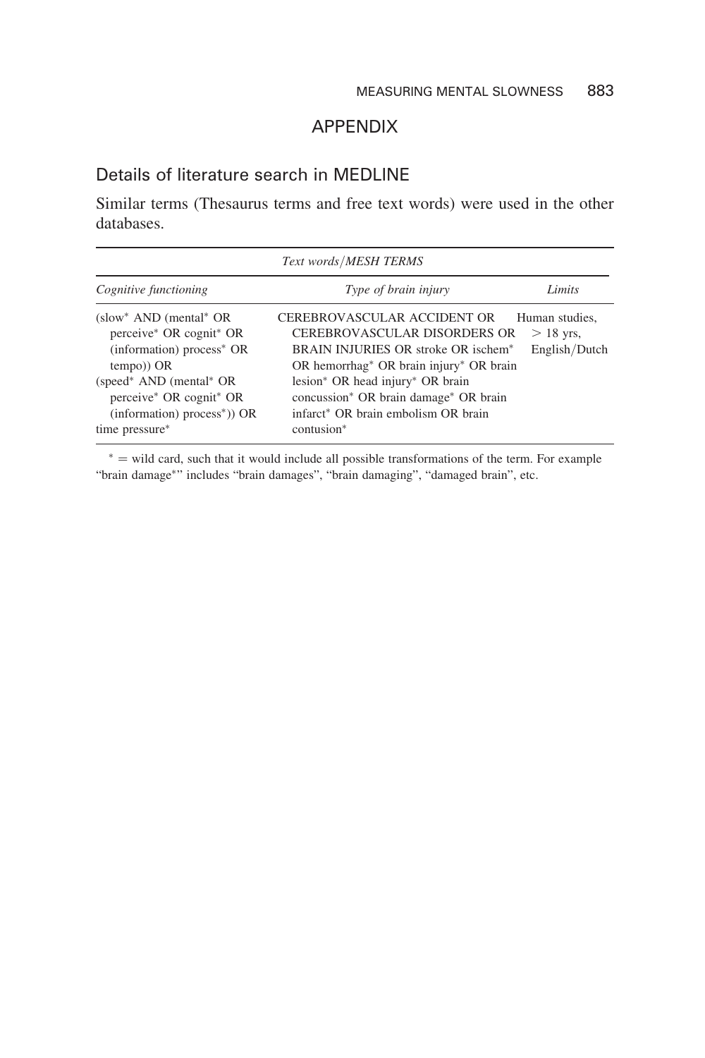# APPENDIX

## Details of literature search in MEDLINE

Similar terms (Thesaurus terms and free text words) were used in the other databases.

| *Text words/MESH TERMS* | | |
|---|---|---|
| *Cognitive functioning* | *Type of brain injury* | *Limits* |
| (slow* AND (mental* OR perceive* OR cognit* OR (information) process* OR tempo)) OR (speed* AND (mental* OR perceive* OR cognit* OR (information) process*)) OR time pressure* | CEREBROVASCULAR ACCIDENT OR CEREBROVASCULAR DISORDERS OR BRAIN INJURIES OR stroke OR ischem* OR hemorrhag* OR brain injury* OR brain lesion* OR head injury* OR brain concussion* OR brain damage* OR brain infarct* OR brain embolism OR brain contusion* | Human studies, > 18 yrs, English/Dutch |

* = wild card, such that it would include all possible transformations of the term. For example "brain damage*" includes "brain damages", "brain damaging", "damaged brain", etc.